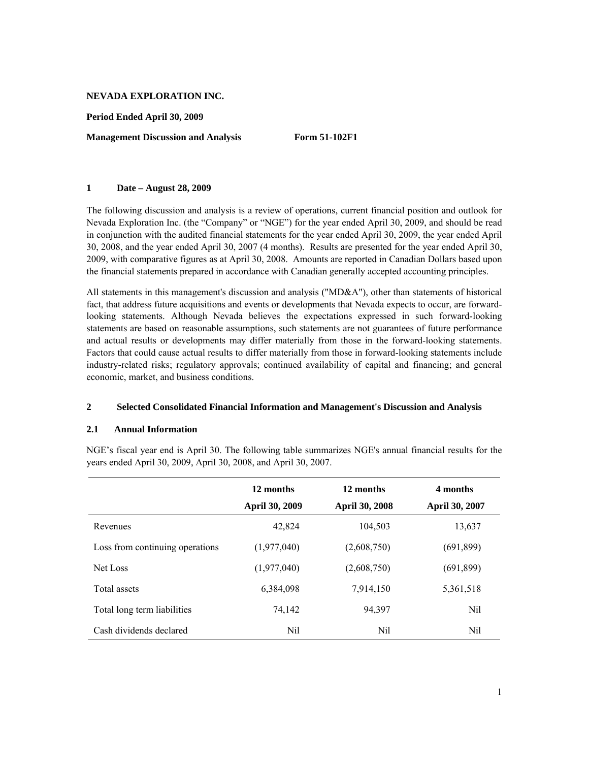**NEVADA EXPLORATION INC.**

**Period Ended April 30, 2009**

**Management Discussion and Analysis Form 51-102F1**

## 1 Date – August 28, 2009

The following discussion and analysis is a review of operations, current financial position and outlook for Nevada Exploration Inc. (the "Company" or "NGE") for the year ended April 30, 2009, and should be read in conjunction with the audited financial statements for the year ended April 30, 2009, the year ended April 30, 2008, and the year ended April 30, 2007 (4 months). Results are presented for the year ended April 30, 2009, with comparative figures as at April 30, 2008. Amounts are reported in Canadian Dollars based upon the financial statements prepared in accordance with Canadian generally accepted accounting principles.

All statements in this management's discussion and analysis ("MD&A"), other than statements of historical fact, that address future acquisitions and events or developments that Nevada expects to occur, are forward-looking statements. Although Nevada believes the expectations expressed in such forward-looking statements are based on reasonable assumptions, such statements are not guarantees of future performance and actual results or developments may differ materially from those in the forward-looking statements. Factors that could cause actual results to differ materially from those in forward-looking statements include industry-related risks; regulatory approvals; continued availability of capital and financing; and general economic, market, and business conditions.

## 2 Selected Consolidated Financial Information and Management's Discussion and Analysis

### 2.1 Annual Information

NGE's fiscal year end is April 30. The following table summarizes NGE's annual financial results for the years ended April 30, 2009, April 30, 2008, and April 30, 2007.

| | 12 months April 30, 2009 | 12 months April 30, 2008 | 4 months April 30, 2007 |
|---|---|---|---|
| Revenues | 42,824 | 104,503 | 13,637 |
| Loss from continuing operations | (1,977,040) | (2,608,750) | (691,899) |
| Net Loss | (1,977,040) | (2,608,750) | (691,899) |
| Total assets | 6,384,098 | 7,914,150 | 5,361,518 |
| Total long term liabilities | 74,142 | 94,397 | Nil |
| Cash dividends declared | Nil | Nil | Nil |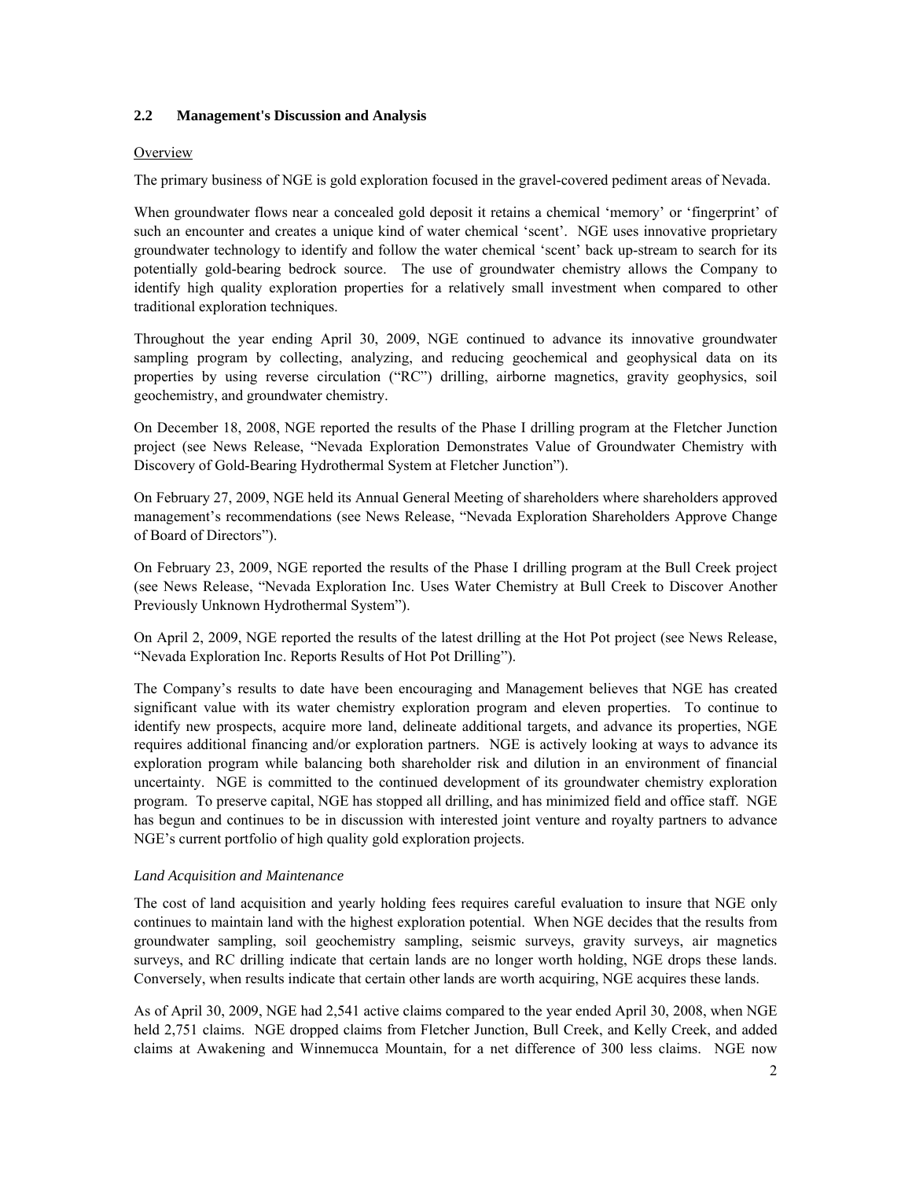## 2.2 Management's Discussion and Analysis

Overview

The primary business of NGE is gold exploration focused in the gravel-covered pediment areas of Nevada.

When groundwater flows near a concealed gold deposit it retains a chemical 'memory' or 'fingerprint' of such an encounter and creates a unique kind of water chemical 'scent'. NGE uses innovative proprietary groundwater technology to identify and follow the water chemical 'scent' back up-stream to search for its potentially gold-bearing bedrock source. The use of groundwater chemistry allows the Company to identify high quality exploration properties for a relatively small investment when compared to other traditional exploration techniques.

Throughout the year ending April 30, 2009, NGE continued to advance its innovative groundwater sampling program by collecting, analyzing, and reducing geochemical and geophysical data on its properties by using reverse circulation ("RC") drilling, airborne magnetics, gravity geophysics, soil geochemistry, and groundwater chemistry.

On December 18, 2008, NGE reported the results of the Phase I drilling program at the Fletcher Junction project (see News Release, "Nevada Exploration Demonstrates Value of Groundwater Chemistry with Discovery of Gold-Bearing Hydrothermal System at Fletcher Junction").

On February 27, 2009, NGE held its Annual General Meeting of shareholders where shareholders approved management's recommendations (see News Release, "Nevada Exploration Shareholders Approve Change of Board of Directors").

On February 23, 2009, NGE reported the results of the Phase I drilling program at the Bull Creek project (see News Release, "Nevada Exploration Inc. Uses Water Chemistry at Bull Creek to Discover Another Previously Unknown Hydrothermal System").

On April 2, 2009, NGE reported the results of the latest drilling at the Hot Pot project (see News Release, "Nevada Exploration Inc. Reports Results of Hot Pot Drilling").

The Company's results to date have been encouraging and Management believes that NGE has created significant value with its water chemistry exploration program and eleven properties. To continue to identify new prospects, acquire more land, delineate additional targets, and advance its properties, NGE requires additional financing and/or exploration partners. NGE is actively looking at ways to advance its exploration program while balancing both shareholder risk and dilution in an environment of financial uncertainty. NGE is committed to the continued development of its groundwater chemistry exploration program. To preserve capital, NGE has stopped all drilling, and has minimized field and office staff. NGE has begun and continues to be in discussion with interested joint venture and royalty partners to advance NGE's current portfolio of high quality gold exploration projects.

*Land Acquisition and Maintenance*

The cost of land acquisition and yearly holding fees requires careful evaluation to insure that NGE only continues to maintain land with the highest exploration potential. When NGE decides that the results from groundwater sampling, soil geochemistry sampling, seismic surveys, gravity surveys, air magnetics surveys, and RC drilling indicate that certain lands are no longer worth holding, NGE drops these lands. Conversely, when results indicate that certain other lands are worth acquiring, NGE acquires these lands.

As of April 30, 2009, NGE had 2,541 active claims compared to the year ended April 30, 2008, when NGE held 2,751 claims. NGE dropped claims from Fletcher Junction, Bull Creek, and Kelly Creek, and added claims at Awakening and Winnemucca Mountain, for a net difference of 300 less claims. NGE now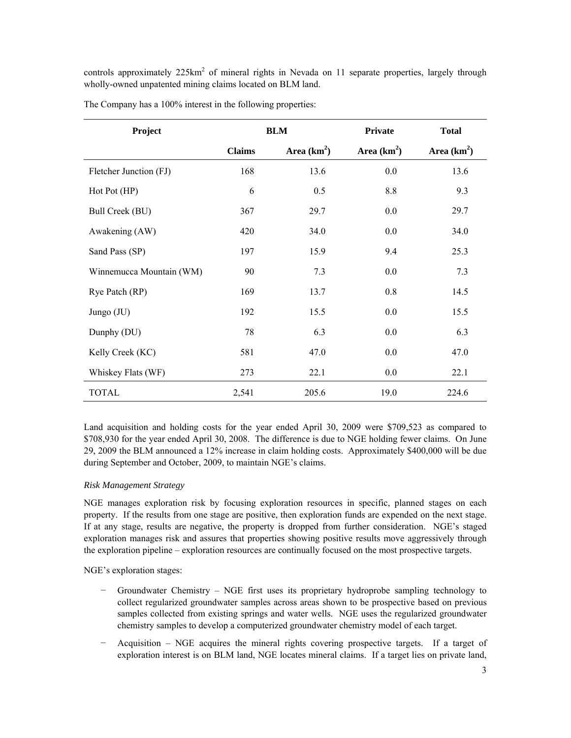controls approximately 225km$^2$ of mineral rights in Nevada on 11 separate properties, largely through wholly-owned unpatented mining claims located on BLM land.

The Company has a 100% interest in the following properties:

| Project | BLM | | Private | Total |
|---|---|---|---|---|
| | Claims | Area (km$^2$) | Area (km$^2$) | Area (km$^2$) |
| Fletcher Junction (FJ) | 168 | 13.6 | 0.0 | 13.6 |
| Hot Pot (HP) | 6 | 0.5 | 8.8 | 9.3 |
| Bull Creek (BU) | 367 | 29.7 | 0.0 | 29.7 |
| Awakening (AW) | 420 | 34.0 | 0.0 | 34.0 |
| Sand Pass (SP) | 197 | 15.9 | 9.4 | 25.3 |
| Winnemucca Mountain (WM) | 90 | 7.3 | 0.0 | 7.3 |
| Rye Patch (RP) | 169 | 13.7 | 0.8 | 14.5 |
| Jungo (JU) | 192 | 15.5 | 0.0 | 15.5 |
| Dunphy (DU) | 78 | 6.3 | 0.0 | 6.3 |
| Kelly Creek (KC) | 581 | 47.0 | 0.0 | 47.0 |
| Whiskey Flats (WF) | 273 | 22.1 | 0.0 | 22.1 |
| TOTAL | 2,541 | 205.6 | 19.0 | 224.6 |

Land acquisition and holding costs for the year ended April 30, 2009 were $709,523 as compared to $708,930 for the year ended April 30, 2008. The difference is due to NGE holding fewer claims. On June 29, 2009 the BLM announced a 12% increase in claim holding costs. Approximately $400,000 will be due during September and October, 2009, to maintain NGE's claims.

*Risk Management Strategy*

NGE manages exploration risk by focusing exploration resources in specific, planned stages on each property. If the results from one stage are positive, then exploration funds are expended on the next stage. If at any stage, results are negative, the property is dropped from further consideration. NGE's staged exploration manages risk and assures that properties showing positive results move aggressively through the exploration pipeline – exploration resources are continually focused on the most prospective targets.

NGE's exploration stages:

- Groundwater Chemistry – NGE first uses its proprietary hydroprobe sampling technology to collect regularized groundwater samples across areas shown to be prospective based on previous samples collected from existing springs and water wells. NGE uses the regularized groundwater chemistry samples to develop a computerized groundwater chemistry model of each target.
- Acquisition – NGE acquires the mineral rights covering prospective targets. If a target of exploration interest is on BLM land, NGE locates mineral claims. If a target lies on private land,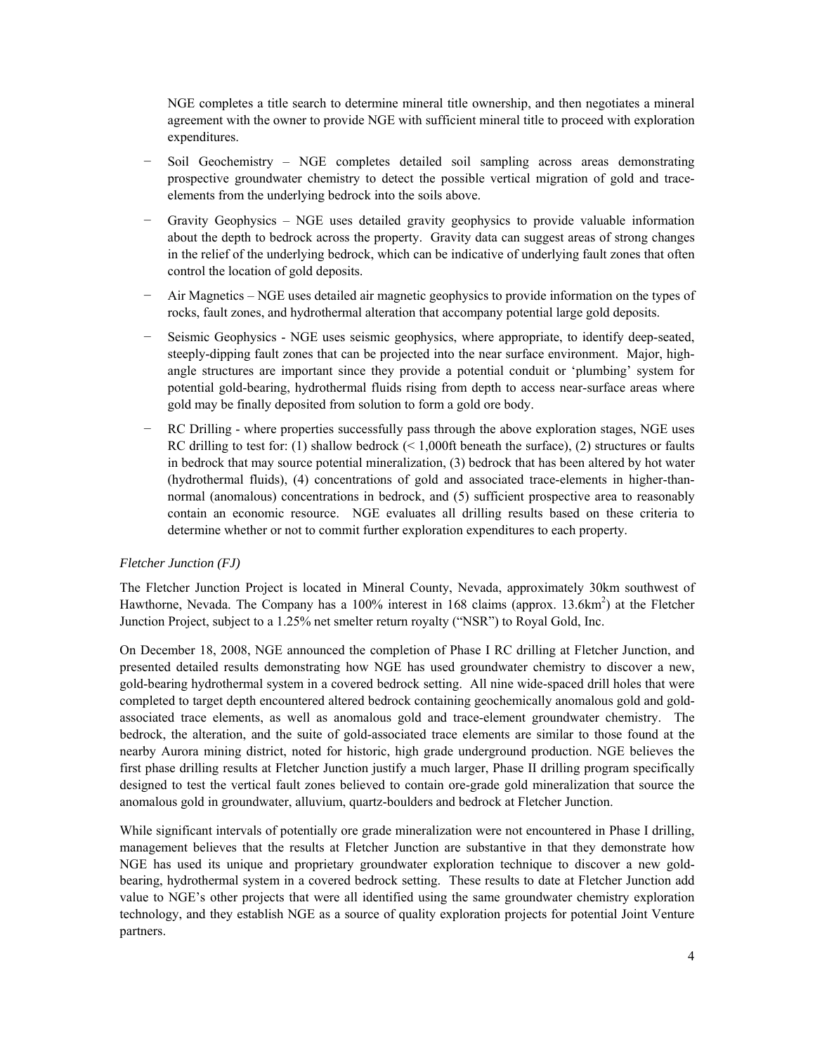NGE completes a title search to determine mineral title ownership, and then negotiates a mineral agreement with the owner to provide NGE with sufficient mineral title to proceed with exploration expenditures.

- Soil Geochemistry – NGE completes detailed soil sampling across areas demonstrating prospective groundwater chemistry to detect the possible vertical migration of gold and trace-elements from the underlying bedrock into the soils above.
- Gravity Geophysics – NGE uses detailed gravity geophysics to provide valuable information about the depth to bedrock across the property. Gravity data can suggest areas of strong changes in the relief of the underlying bedrock, which can be indicative of underlying fault zones that often control the location of gold deposits.
- Air Magnetics – NGE uses detailed air magnetic geophysics to provide information on the types of rocks, fault zones, and hydrothermal alteration that accompany potential large gold deposits.
- Seismic Geophysics - NGE uses seismic geophysics, where appropriate, to identify deep-seated, steeply-dipping fault zones that can be projected into the near surface environment. Major, high-angle structures are important since they provide a potential conduit or 'plumbing' system for potential gold-bearing, hydrothermal fluids rising from depth to access near-surface areas where gold may be finally deposited from solution to form a gold ore body.
- RC Drilling - where properties successfully pass through the above exploration stages, NGE uses RC drilling to test for: (1) shallow bedrock (< 1,000ft beneath the surface), (2) structures or faults in bedrock that may source potential mineralization, (3) bedrock that has been altered by hot water (hydrothermal fluids), (4) concentrations of gold and associated trace-elements in higher-than-normal (anomalous) concentrations in bedrock, and (5) sufficient prospective area to reasonably contain an economic resource. NGE evaluates all drilling results based on these criteria to determine whether or not to commit further exploration expenditures to each property.

*Fletcher Junction (FJ)*

The Fletcher Junction Project is located in Mineral County, Nevada, approximately 30km southwest of Hawthorne, Nevada. The Company has a 100% interest in 168 claims (approx. 13.6km$^2$) at the Fletcher Junction Project, subject to a 1.25% net smelter return royalty ("NSR") to Royal Gold, Inc.

On December 18, 2008, NGE announced the completion of Phase I RC drilling at Fletcher Junction, and presented detailed results demonstrating how NGE has used groundwater chemistry to discover a new, gold-bearing hydrothermal system in a covered bedrock setting. All nine wide-spaced drill holes that were completed to target depth encountered altered bedrock containing geochemically anomalous gold and gold-associated trace elements, as well as anomalous gold and trace-element groundwater chemistry. The bedrock, the alteration, and the suite of gold-associated trace elements are similar to those found at the nearby Aurora mining district, noted for historic, high grade underground production. NGE believes the first phase drilling results at Fletcher Junction justify a much larger, Phase II drilling program specifically designed to test the vertical fault zones believed to contain ore-grade gold mineralization that source the anomalous gold in groundwater, alluvium, quartz-boulders and bedrock at Fletcher Junction.

While significant intervals of potentially ore grade mineralization were not encountered in Phase I drilling, management believes that the results at Fletcher Junction are substantive in that they demonstrate how NGE has used its unique and proprietary groundwater exploration technique to discover a new gold-bearing, hydrothermal system in a covered bedrock setting. These results to date at Fletcher Junction add value to NGE's other projects that were all identified using the same groundwater chemistry exploration technology, and they establish NGE as a source of quality exploration projects for potential Joint Venture partners.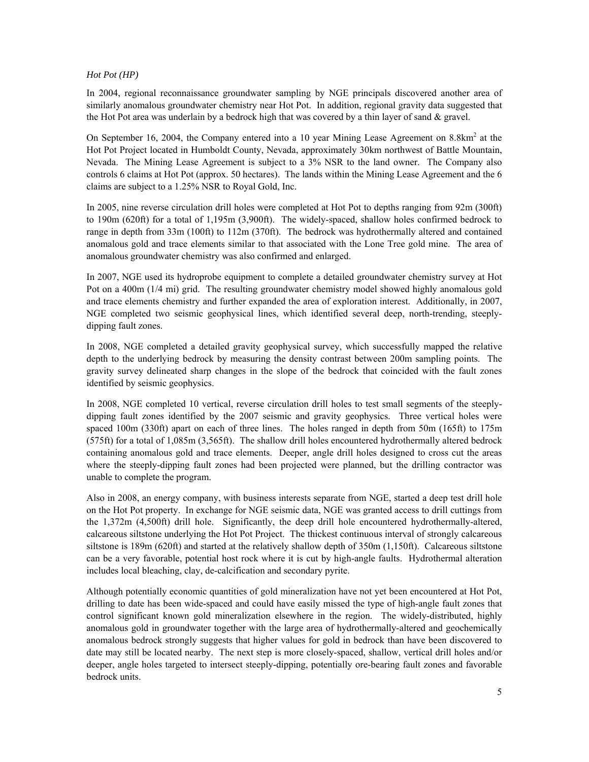*Hot Pot (HP)*

In 2004, regional reconnaissance groundwater sampling by NGE principals discovered another area of similarly anomalous groundwater chemistry near Hot Pot. In addition, regional gravity data suggested that the Hot Pot area was underlain by a bedrock high that was covered by a thin layer of sand & gravel.

On September 16, 2004, the Company entered into a 10 year Mining Lease Agreement on 8.8km$^2$ at the Hot Pot Project located in Humboldt County, Nevada, approximately 30km northwest of Battle Mountain, Nevada. The Mining Lease Agreement is subject to a 3% NSR to the land owner. The Company also controls 6 claims at Hot Pot (approx. 50 hectares). The lands within the Mining Lease Agreement and the 6 claims are subject to a 1.25% NSR to Royal Gold, Inc.

In 2005, nine reverse circulation drill holes were completed at Hot Pot to depths ranging from 92m (300ft) to 190m (620ft) for a total of 1,195m (3,900ft). The widely-spaced, shallow holes confirmed bedrock to range in depth from 33m (100ft) to 112m (370ft). The bedrock was hydrothermally altered and contained anomalous gold and trace elements similar to that associated with the Lone Tree gold mine. The area of anomalous groundwater chemistry was also confirmed and enlarged.

In 2007, NGE used its hydroprobe equipment to complete a detailed groundwater chemistry survey at Hot Pot on a 400m (1/4 mi) grid. The resulting groundwater chemistry model showed highly anomalous gold and trace elements chemistry and further expanded the area of exploration interest. Additionally, in 2007, NGE completed two seismic geophysical lines, which identified several deep, north-trending, steeply-dipping fault zones.

In 2008, NGE completed a detailed gravity geophysical survey, which successfully mapped the relative depth to the underlying bedrock by measuring the density contrast between 200m sampling points. The gravity survey delineated sharp changes in the slope of the bedrock that coincided with the fault zones identified by seismic geophysics.

In 2008, NGE completed 10 vertical, reverse circulation drill holes to test small segments of the steeply-dipping fault zones identified by the 2007 seismic and gravity geophysics. Three vertical holes were spaced 100m (330ft) apart on each of three lines. The holes ranged in depth from 50m (165ft) to 175m (575ft) for a total of 1,085m (3,565ft). The shallow drill holes encountered hydrothermally altered bedrock containing anomalous gold and trace elements. Deeper, angle drill holes designed to cross cut the areas where the steeply-dipping fault zones had been projected were planned, but the drilling contractor was unable to complete the program.

Also in 2008, an energy company, with business interests separate from NGE, started a deep test drill hole on the Hot Pot property. In exchange for NGE seismic data, NGE was granted access to drill cuttings from the 1,372m (4,500ft) drill hole. Significantly, the deep drill hole encountered hydrothermally-altered, calcareous siltstone underlying the Hot Pot Project. The thickest continuous interval of strongly calcareous siltstone is 189m (620ft) and started at the relatively shallow depth of 350m (1,150ft). Calcareous siltstone can be a very favorable, potential host rock where it is cut by high-angle faults. Hydrothermal alteration includes local bleaching, clay, de-calcification and secondary pyrite.

Although potentially economic quantities of gold mineralization have not yet been encountered at Hot Pot, drilling to date has been wide-spaced and could have easily missed the type of high-angle fault zones that control significant known gold mineralization elsewhere in the region. The widely-distributed, highly anomalous gold in groundwater together with the large area of hydrothermally-altered and geochemically anomalous bedrock strongly suggests that higher values for gold in bedrock than have been discovered to date may still be located nearby. The next step is more closely-spaced, shallow, vertical drill holes and/or deeper, angle holes targeted to intersect steeply-dipping, potentially ore-bearing fault zones and favorable bedrock units.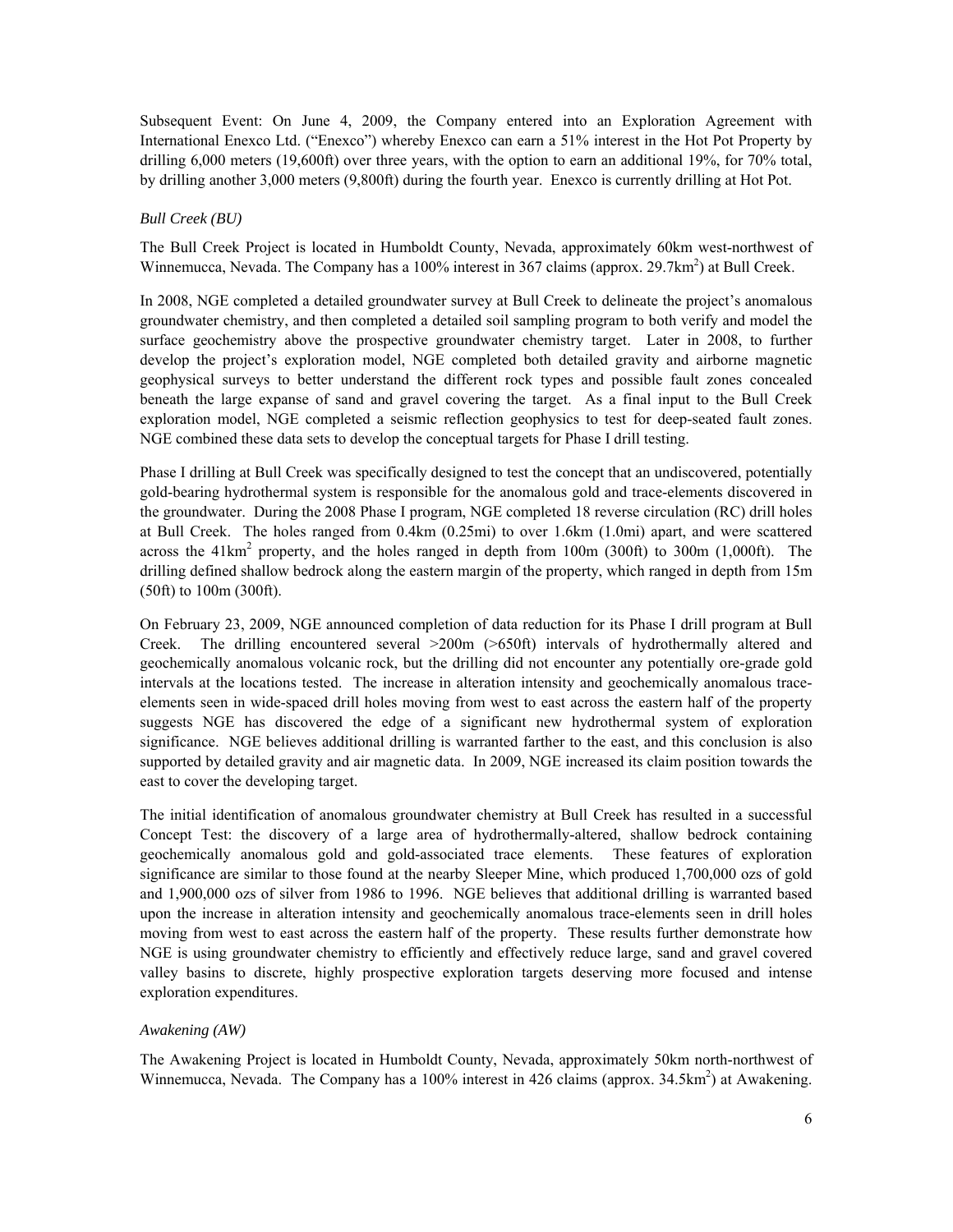Subsequent Event: On June 4, 2009, the Company entered into an Exploration Agreement with International Enexco Ltd. ("Enexco") whereby Enexco can earn a 51% interest in the Hot Pot Property by drilling 6,000 meters (19,600ft) over three years, with the option to earn an additional 19%, for 70% total, by drilling another 3,000 meters (9,800ft) during the fourth year. Enexco is currently drilling at Hot Pot.

*Bull Creek (BU)*

The Bull Creek Project is located in Humboldt County, Nevada, approximately 60km west-northwest of Winnemucca, Nevada. The Company has a 100% interest in 367 claims (approx. 29.7km$^2$) at Bull Creek.

In 2008, NGE completed a detailed groundwater survey at Bull Creek to delineate the project's anomalous groundwater chemistry, and then completed a detailed soil sampling program to both verify and model the surface geochemistry above the prospective groundwater chemistry target. Later in 2008, to further develop the project's exploration model, NGE completed both detailed gravity and airborne magnetic geophysical surveys to better understand the different rock types and possible fault zones concealed beneath the large expanse of sand and gravel covering the target. As a final input to the Bull Creek exploration model, NGE completed a seismic reflection geophysics to test for deep-seated fault zones. NGE combined these data sets to develop the conceptual targets for Phase I drill testing.

Phase I drilling at Bull Creek was specifically designed to test the concept that an undiscovered, potentially gold-bearing hydrothermal system is responsible for the anomalous gold and trace-elements discovered in the groundwater. During the 2008 Phase I program, NGE completed 18 reverse circulation (RC) drill holes at Bull Creek. The holes ranged from 0.4km (0.25mi) to over 1.6km (1.0mi) apart, and were scattered across the 41km$^2$ property, and the holes ranged in depth from 100m (300ft) to 300m (1,000ft). The drilling defined shallow bedrock along the eastern margin of the property, which ranged in depth from 15m (50ft) to 100m (300ft).

On February 23, 2009, NGE announced completion of data reduction for its Phase I drill program at Bull Creek. The drilling encountered several >200m (>650ft) intervals of hydrothermally altered and geochemically anomalous volcanic rock, but the drilling did not encounter any potentially ore-grade gold intervals at the locations tested. The increase in alteration intensity and geochemically anomalous trace-elements seen in wide-spaced drill holes moving from west to east across the eastern half of the property suggests NGE has discovered the edge of a significant new hydrothermal system of exploration significance. NGE believes additional drilling is warranted farther to the east, and this conclusion is also supported by detailed gravity and air magnetic data. In 2009, NGE increased its claim position towards the east to cover the developing target.

The initial identification of anomalous groundwater chemistry at Bull Creek has resulted in a successful Concept Test: the discovery of a large area of hydrothermally-altered, shallow bedrock containing geochemically anomalous gold and gold-associated trace elements. These features of exploration significance are similar to those found at the nearby Sleeper Mine, which produced 1,700,000 ozs of gold and 1,900,000 ozs of silver from 1986 to 1996. NGE believes that additional drilling is warranted based upon the increase in alteration intensity and geochemically anomalous trace-elements seen in drill holes moving from west to east across the eastern half of the property. These results further demonstrate how NGE is using groundwater chemistry to efficiently and effectively reduce large, sand and gravel covered valley basins to discrete, highly prospective exploration targets deserving more focused and intense exploration expenditures.

*Awakening (AW)*

The Awakening Project is located in Humboldt County, Nevada, approximately 50km north-northwest of Winnemucca, Nevada. The Company has a 100% interest in 426 claims (approx. 34.5km$^2$) at Awakening.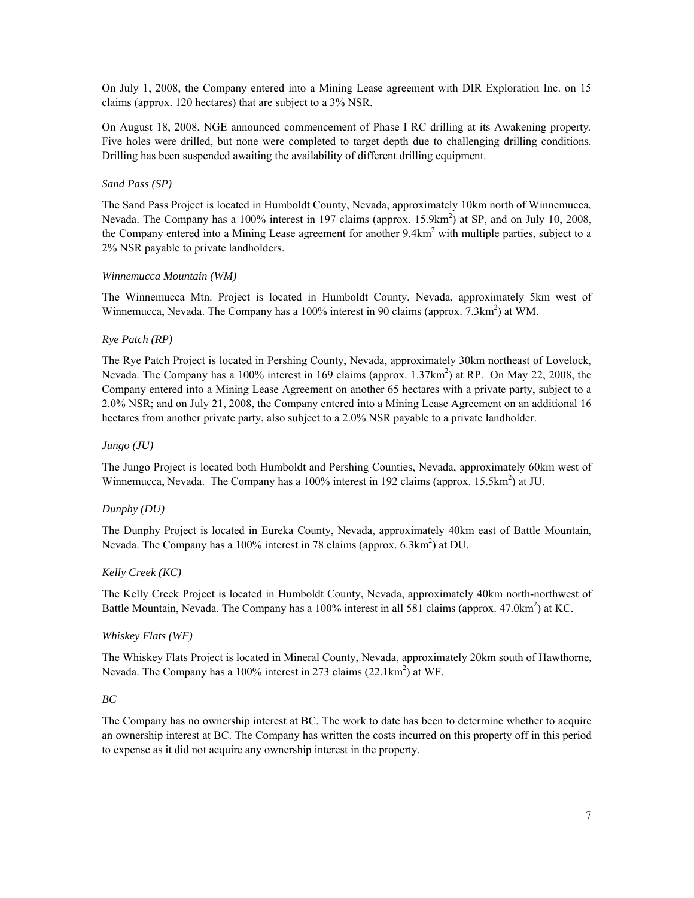On July 1, 2008, the Company entered into a Mining Lease agreement with DIR Exploration Inc. on 15 claims (approx. 120 hectares) that are subject to a 3% NSR.

On August 18, 2008, NGE announced commencement of Phase I RC drilling at its Awakening property. Five holes were drilled, but none were completed to target depth due to challenging drilling conditions. Drilling has been suspended awaiting the availability of different drilling equipment.

*Sand Pass (SP)*

The Sand Pass Project is located in Humboldt County, Nevada, approximately 10km north of Winnemucca, Nevada. The Company has a 100% interest in 197 claims (approx. 15.9km$^2$) at SP, and on July 10, 2008, the Company entered into a Mining Lease agreement for another 9.4km$^2$ with multiple parties, subject to a 2% NSR payable to private landholders.

*Winnemucca Mountain (WM)*

The Winnemucca Mtn. Project is located in Humboldt County, Nevada, approximately 5km west of Winnemucca, Nevada. The Company has a 100% interest in 90 claims (approx. 7.3km$^2$) at WM.

*Rye Patch (RP)*

The Rye Patch Project is located in Pershing County, Nevada, approximately 30km northeast of Lovelock, Nevada. The Company has a 100% interest in 169 claims (approx. 1.37km$^2$) at RP. On May 22, 2008, the Company entered into a Mining Lease Agreement on another 65 hectares with a private party, subject to a 2.0% NSR; and on July 21, 2008, the Company entered into a Mining Lease Agreement on an additional 16 hectares from another private party, also subject to a 2.0% NSR payable to a private landholder.

*Jungo (JU)*

The Jungo Project is located both Humboldt and Pershing Counties, Nevada, approximately 60km west of Winnemucca, Nevada. The Company has a 100% interest in 192 claims (approx. 15.5km$^2$) at JU.

*Dunphy (DU)*

The Dunphy Project is located in Eureka County, Nevada, approximately 40km east of Battle Mountain, Nevada. The Company has a 100% interest in 78 claims (approx. 6.3km$^2$) at DU.

*Kelly Creek (KC)*

The Kelly Creek Project is located in Humboldt County, Nevada, approximately 40km north-northwest of Battle Mountain, Nevada. The Company has a 100% interest in all 581 claims (approx. 47.0km$^2$) at KC.

*Whiskey Flats (WF)*

The Whiskey Flats Project is located in Mineral County, Nevada, approximately 20km south of Hawthorne, Nevada. The Company has a 100% interest in 273 claims (22.1km$^2$) at WF.

*BC*

The Company has no ownership interest at BC. The work to date has been to determine whether to acquire an ownership interest at BC. The Company has written the costs incurred on this property off in this period to expense as it did not acquire any ownership interest in the property.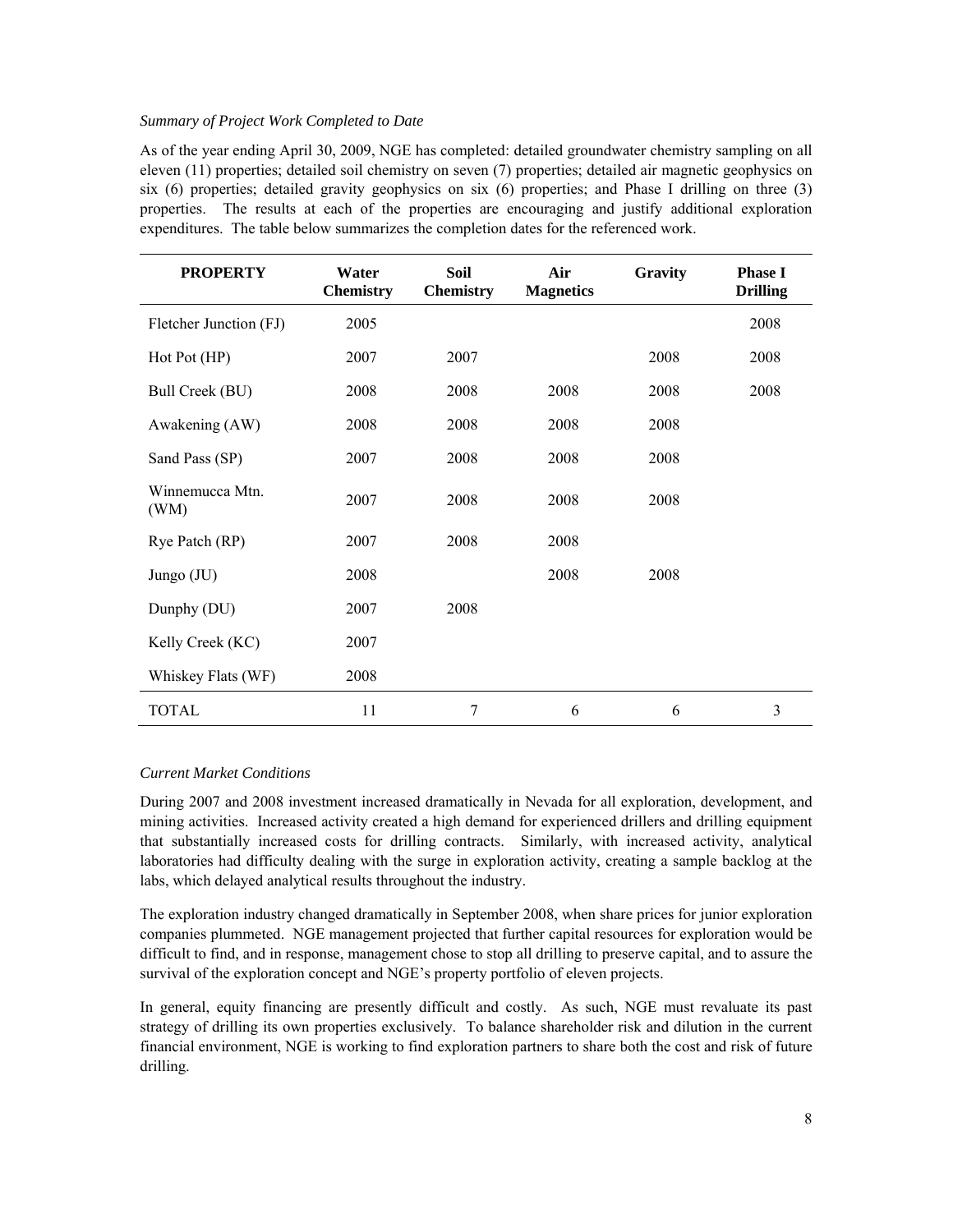*Summary of Project Work Completed to Date*

As of the year ending April 30, 2009, NGE has completed: detailed groundwater chemistry sampling on all eleven (11) properties; detailed soil chemistry on seven (7) properties; detailed air magnetic geophysics on six (6) properties; detailed gravity geophysics on six (6) properties; and Phase I drilling on three (3) properties. The results at each of the properties are encouraging and justify additional exploration expenditures. The table below summarizes the completion dates for the referenced work.

| PROPERTY | Water Chemistry | Soil Chemistry | Air Magnetics | Gravity | Phase I Drilling |
|---|---|---|---|---|---|
| Fletcher Junction (FJ) | 2005 | | | | 2008 |
| Hot Pot (HP) | 2007 | 2007 | | 2008 | 2008 |
| Bull Creek (BU) | 2008 | 2008 | 2008 | 2008 | 2008 |
| Awakening (AW) | 2008 | 2008 | 2008 | 2008 | |
| Sand Pass (SP) | 2007 | 2008 | 2008 | 2008 | |
| Winnemucca Mtn. (WM) | 2007 | 2008 | 2008 | 2008 | |
| Rye Patch (RP) | 2007 | 2008 | 2008 | | |
| Jungo (JU) | 2008 | | 2008 | 2008 | |
| Dunphy (DU) | 2007 | 2008 | | | |
| Kelly Creek (KC) | 2007 | | | | |
| Whiskey Flats (WF) | 2008 | | | | |
| TOTAL | 11 | 7 | 6 | 6 | 3 |

*Current Market Conditions*

During 2007 and 2008 investment increased dramatically in Nevada for all exploration, development, and mining activities. Increased activity created a high demand for experienced drillers and drilling equipment that substantially increased costs for drilling contracts. Similarly, with increased activity, analytical laboratories had difficulty dealing with the surge in exploration activity, creating a sample backlog at the labs, which delayed analytical results throughout the industry.

The exploration industry changed dramatically in September 2008, when share prices for junior exploration companies plummeted. NGE management projected that further capital resources for exploration would be difficult to find, and in response, management chose to stop all drilling to preserve capital, and to assure the survival of the exploration concept and NGE's property portfolio of eleven projects.

In general, equity financing are presently difficult and costly. As such, NGE must revaluate its past strategy of drilling its own properties exclusively. To balance shareholder risk and dilution in the current financial environment, NGE is working to find exploration partners to share both the cost and risk of future drilling.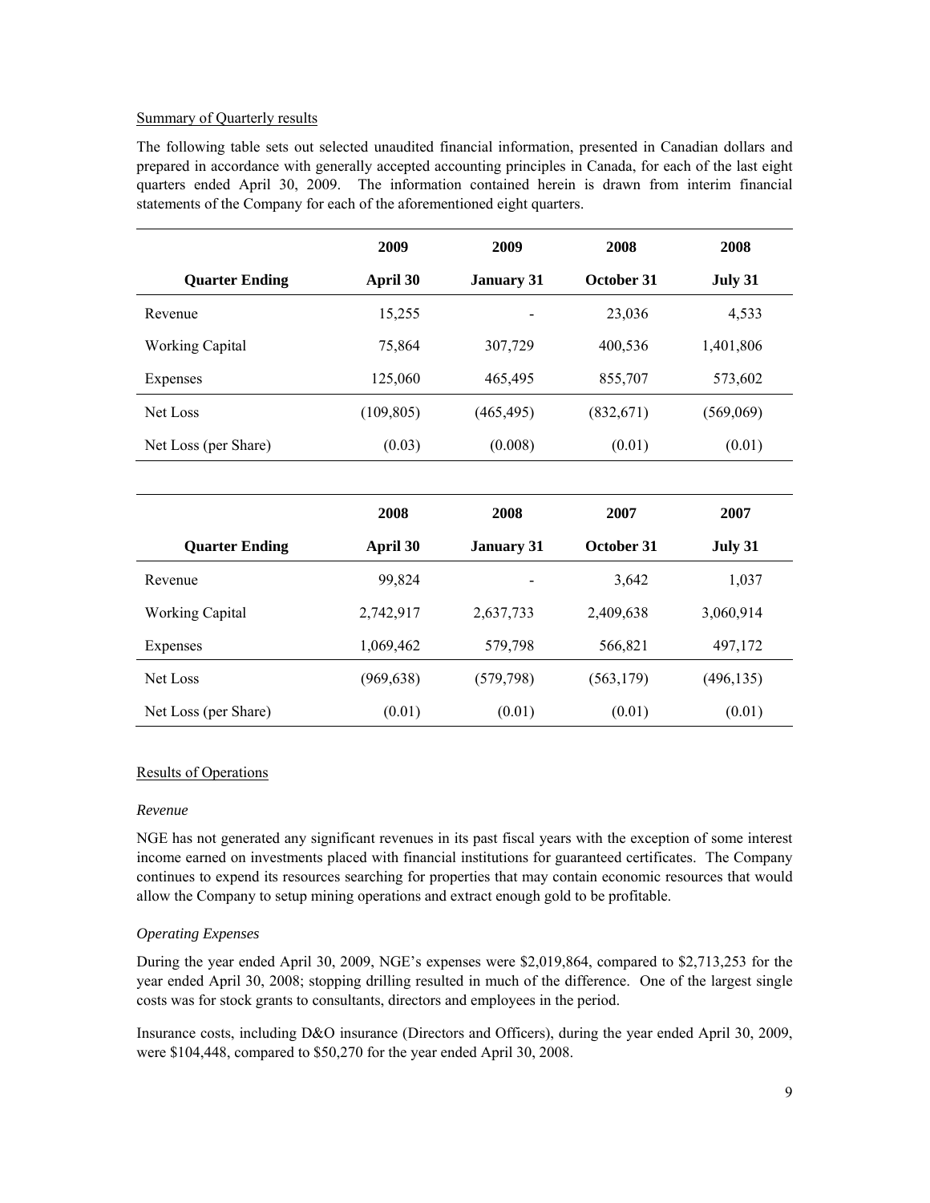Summary of Quarterly results

The following table sets out selected unaudited financial information, presented in Canadian dollars and prepared in accordance with generally accepted accounting principles in Canada, for each of the last eight quarters ended April 30, 2009. The information contained herein is drawn from interim financial statements of the Company for each of the aforementioned eight quarters.

| | 2009 | 2009 | 2008 | 2008 |
|---|---|---|---|---|
| **Quarter Ending** | **April 30** | **January 31** | **October 31** | **July 31** |
| Revenue | 15,255 | - | 23,036 | 4,533 |
| Working Capital | 75,864 | 307,729 | 400,536 | 1,401,806 |
| Expenses | 125,060 | 465,495 | 855,707 | 573,602 |
| Net Loss | (109,805) | (465,495) | (832,671) | (569,069) |
| Net Loss (per Share) | (0.03) | (0.008) | (0.01) | (0.01) |

| | 2008 | 2008 | 2007 | 2007 |
|---|---|---|---|---|
| **Quarter Ending** | **April 30** | **January 31** | **October 31** | **July 31** |
| Revenue | 99,824 | - | 3,642 | 1,037 |
| Working Capital | 2,742,917 | 2,637,733 | 2,409,638 | 3,060,914 |
| Expenses | 1,069,462 | 579,798 | 566,821 | 497,172 |
| Net Loss | (969,638) | (579,798) | (563,179) | (496,135) |
| Net Loss (per Share) | (0.01) | (0.01) | (0.01) | (0.01) |

Results of Operations

*Revenue*

NGE has not generated any significant revenues in its past fiscal years with the exception of some interest income earned on investments placed with financial institutions for guaranteed certificates. The Company continues to expend its resources searching for properties that may contain economic resources that would allow the Company to setup mining operations and extract enough gold to be profitable.

*Operating Expenses*

During the year ended April 30, 2009, NGE's expenses were $2,019,864, compared to $2,713,253 for the year ended April 30, 2008; stopping drilling resulted in much of the difference. One of the largest single costs was for stock grants to consultants, directors and employees in the period.

Insurance costs, including D&O insurance (Directors and Officers), during the year ended April 30, 2009, were $104,448, compared to $50,270 for the year ended April 30, 2008.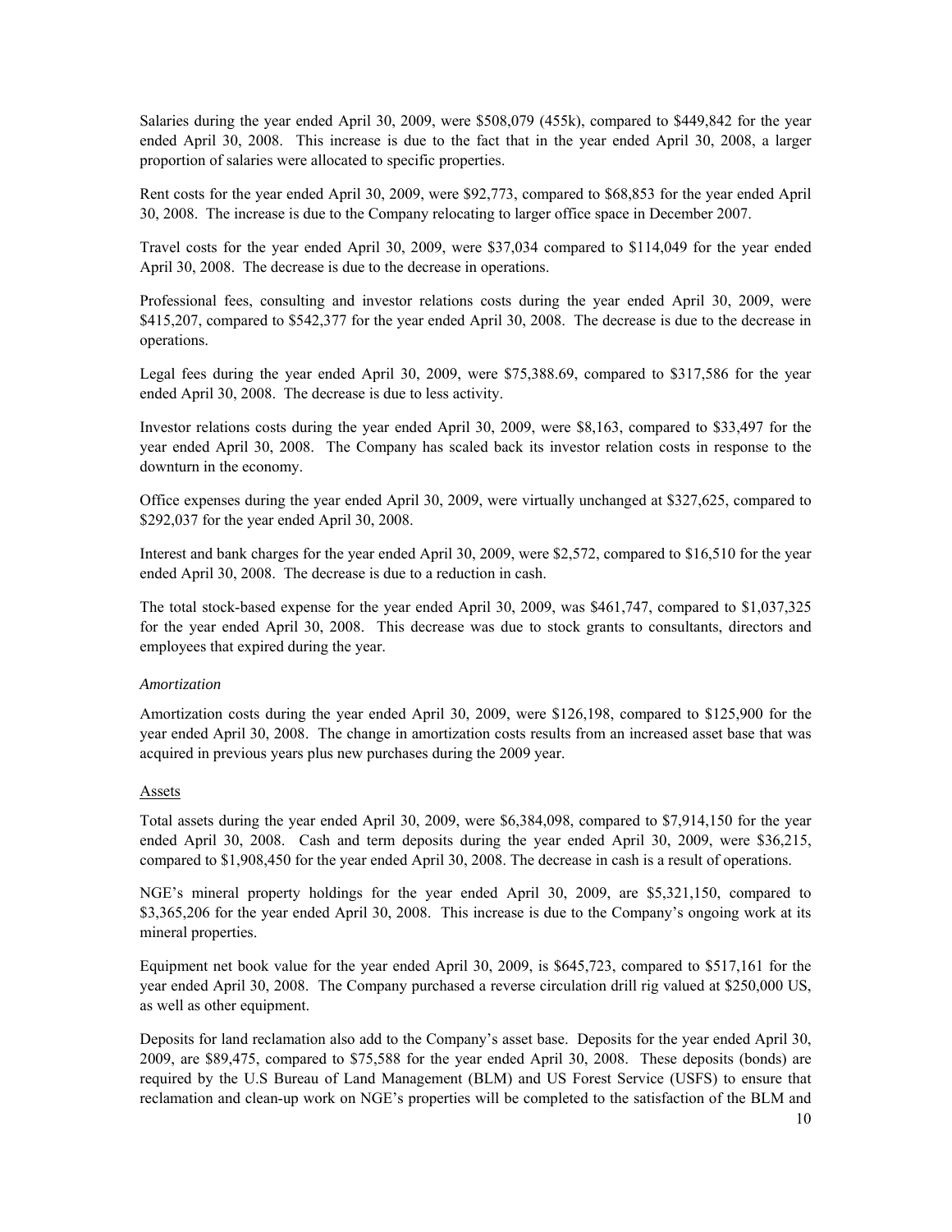Salaries during the year ended April 30, 2009, were $508,079 (455k), compared to $449,842 for the year ended April 30, 2008. This increase is due to the fact that in the year ended April 30, 2008, a larger proportion of salaries were allocated to specific properties.

Rent costs for the year ended April 30, 2009, were $92,773, compared to $68,853 for the year ended April 30, 2008. The increase is due to the Company relocating to larger office space in December 2007.

Travel costs for the year ended April 30, 2009, were $37,034 compared to $114,049 for the year ended April 30, 2008. The decrease is due to the decrease in operations.

Professional fees, consulting and investor relations costs during the year ended April 30, 2009, were $415,207, compared to $542,377 for the year ended April 30, 2008. The decrease is due to the decrease in operations.

Legal fees during the year ended April 30, 2009, were $75,388.69, compared to $317,586 for the year ended April 30, 2008. The decrease is due to less activity.

Investor relations costs during the year ended April 30, 2009, were $8,163, compared to $33,497 for the year ended April 30, 2008. The Company has scaled back its investor relation costs in response to the downturn in the economy.

Office expenses during the year ended April 30, 2009, were virtually unchanged at $327,625, compared to $292,037 for the year ended April 30, 2008.

Interest and bank charges for the year ended April 30, 2009, were $2,572, compared to $16,510 for the year ended April 30, 2008. The decrease is due to a reduction in cash.

The total stock-based expense for the year ended April 30, 2009, was $461,747, compared to $1,037,325 for the year ended April 30, 2008. This decrease was due to stock grants to consultants, directors and employees that expired during the year.

*Amortization*

Amortization costs during the year ended April 30, 2009, were $126,198, compared to $125,900 for the year ended April 30, 2008. The change in amortization costs results from an increased asset base that was acquired in previous years plus new purchases during the 2009 year.

Assets

Total assets during the year ended April 30, 2009, were $6,384,098, compared to $7,914,150 for the year ended April 30, 2008. Cash and term deposits during the year ended April 30, 2009, were $36,215, compared to $1,908,450 for the year ended April 30, 2008. The decrease in cash is a result of operations.

NGE's mineral property holdings for the year ended April 30, 2009, are $5,321,150, compared to $3,365,206 for the year ended April 30, 2008. This increase is due to the Company's ongoing work at its mineral properties.

Equipment net book value for the year ended April 30, 2009, is $645,723, compared to $517,161 for the year ended April 30, 2008. The Company purchased a reverse circulation drill rig valued at $250,000 US, as well as other equipment.

Deposits for land reclamation also add to the Company's asset base. Deposits for the year ended April 30, 2009, are $89,475, compared to $75,588 for the year ended April 30, 2008. These deposits (bonds) are required by the U.S Bureau of Land Management (BLM) and US Forest Service (USFS) to ensure that reclamation and clean-up work on NGE's properties will be completed to the satisfaction of the BLM and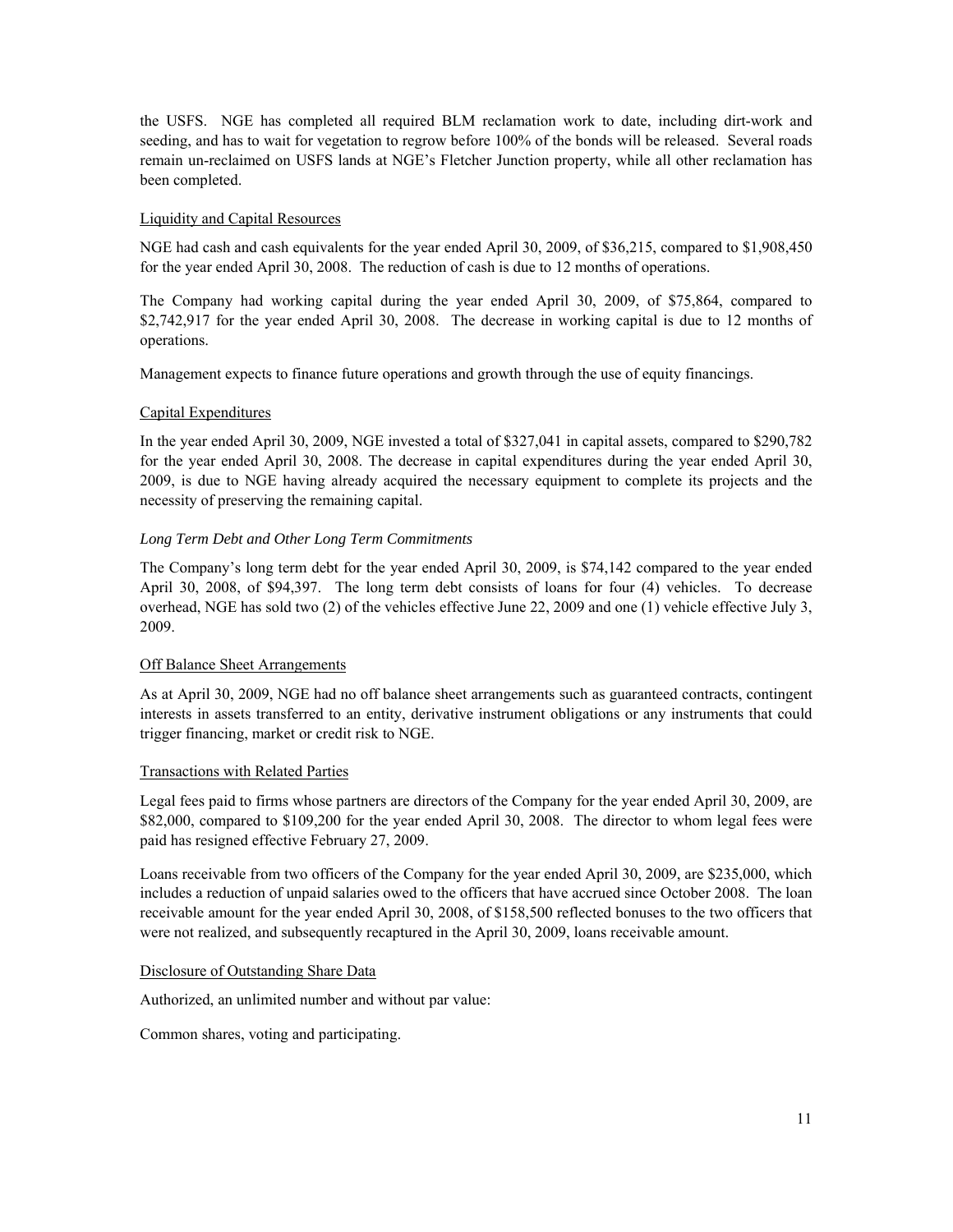the USFS. NGE has completed all required BLM reclamation work to date, including dirt-work and seeding, and has to wait for vegetation to regrow before 100% of the bonds will be released. Several roads remain un-reclaimed on USFS lands at NGE's Fletcher Junction property, while all other reclamation has been completed.

## Liquidity and Capital Resources

NGE had cash and cash equivalents for the year ended April 30, 2009, of $36,215, compared to $1,908,450 for the year ended April 30, 2008. The reduction of cash is due to 12 months of operations.

The Company had working capital during the year ended April 30, 2009, of $75,864, compared to $2,742,917 for the year ended April 30, 2008. The decrease in working capital is due to 12 months of operations.

Management expects to finance future operations and growth through the use of equity financings.

## Capital Expenditures

In the year ended April 30, 2009, NGE invested a total of $327,041 in capital assets, compared to $290,782 for the year ended April 30, 2008. The decrease in capital expenditures during the year ended April 30, 2009, is due to NGE having already acquired the necessary equipment to complete its projects and the necessity of preserving the remaining capital.

### *Long Term Debt and Other Long Term Commitments*

The Company's long term debt for the year ended April 30, 2009, is $74,142 compared to the year ended April 30, 2008, of $94,397. The long term debt consists of loans for four (4) vehicles. To decrease overhead, NGE has sold two (2) of the vehicles effective June 22, 2009 and one (1) vehicle effective July 3, 2009.

## Off Balance Sheet Arrangements

As at April 30, 2009, NGE had no off balance sheet arrangements such as guaranteed contracts, contingent interests in assets transferred to an entity, derivative instrument obligations or any instruments that could trigger financing, market or credit risk to NGE.

## Transactions with Related Parties

Legal fees paid to firms whose partners are directors of the Company for the year ended April 30, 2009, are $82,000, compared to $109,200 for the year ended April 30, 2008. The director to whom legal fees were paid has resigned effective February 27, 2009.

Loans receivable from two officers of the Company for the year ended April 30, 2009, are $235,000, which includes a reduction of unpaid salaries owed to the officers that have accrued since October 2008. The loan receivable amount for the year ended April 30, 2008, of $158,500 reflected bonuses to the two officers that were not realized, and subsequently recaptured in the April 30, 2009, loans receivable amount.

## Disclosure of Outstanding Share Data

Authorized, an unlimited number and without par value:

Common shares, voting and participating.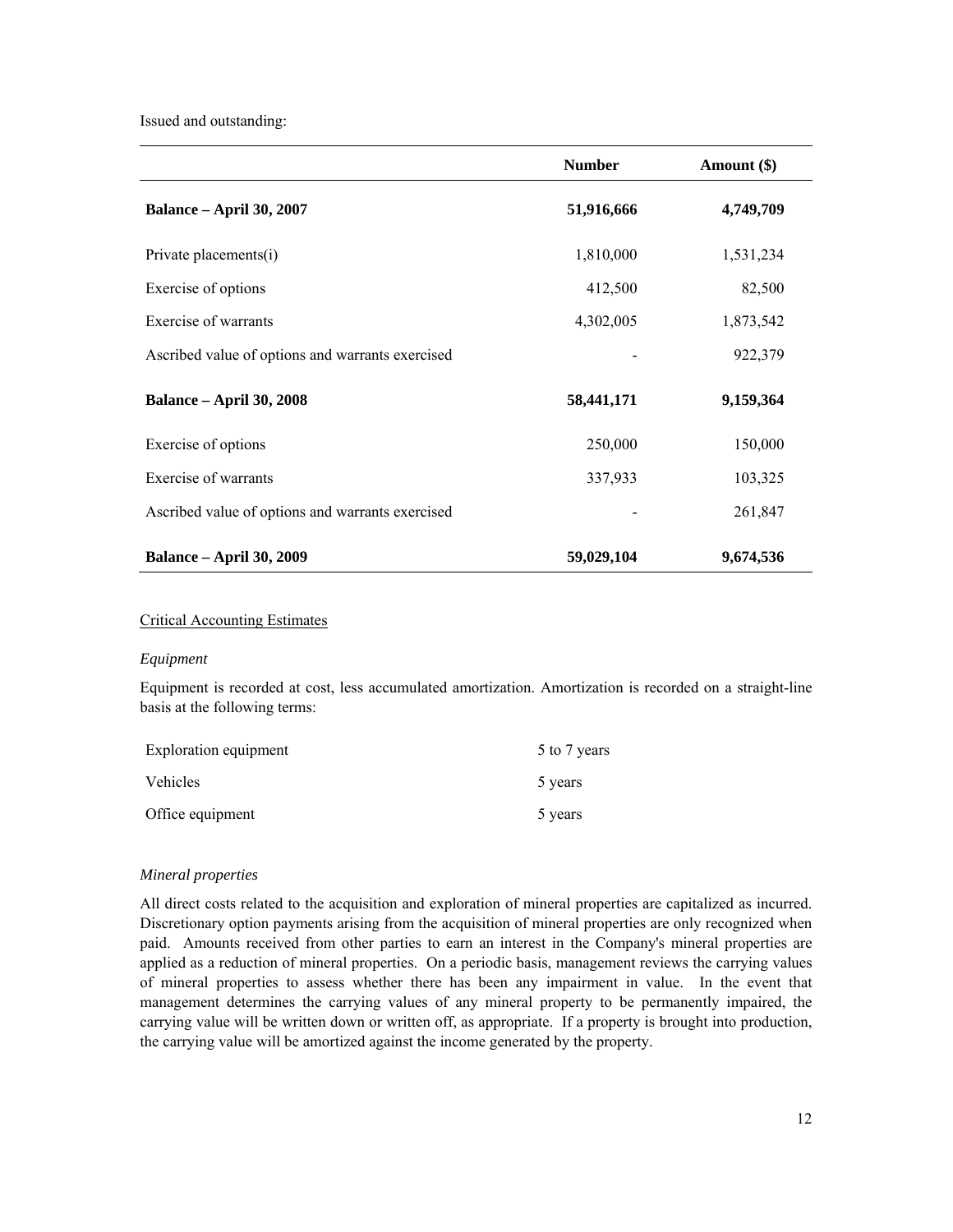Issued and outstanding:

| | Number | Amount ($) |
|---|---|---|
| **Balance – April 30, 2007** | **51,916,666** | **4,749,709** |
| Private placements(i) | 1,810,000 | 1,531,234 |
| Exercise of options | 412,500 | 82,500 |
| Exercise of warrants | 4,302,005 | 1,873,542 |
| Ascribed value of options and warrants exercised | - | 922,379 |
| **Balance – April 30, 2008** | **58,441,171** | **9,159,364** |
| Exercise of options | 250,000 | 150,000 |
| Exercise of warrants | 337,933 | 103,325 |
| Ascribed value of options and warrants exercised | - | 261,847 |
| **Balance – April 30, 2009** | **59,029,104** | **9,674,536** |

Critical Accounting Estimates

*Equipment*

Equipment is recorded at cost, less accumulated amortization. Amortization is recorded on a straight-line basis at the following terms:

| | |
|---|---|
| Exploration equipment | 5 to 7 years |
| Vehicles | 5 years |
| Office equipment | 5 years |

*Mineral properties*

All direct costs related to the acquisition and exploration of mineral properties are capitalized as incurred. Discretionary option payments arising from the acquisition of mineral properties are only recognized when paid. Amounts received from other parties to earn an interest in the Company's mineral properties are applied as a reduction of mineral properties. On a periodic basis, management reviews the carrying values of mineral properties to assess whether there has been any impairment in value. In the event that management determines the carrying values of any mineral property to be permanently impaired, the carrying value will be written down or written off, as appropriate. If a property is brought into production, the carrying value will be amortized against the income generated by the property.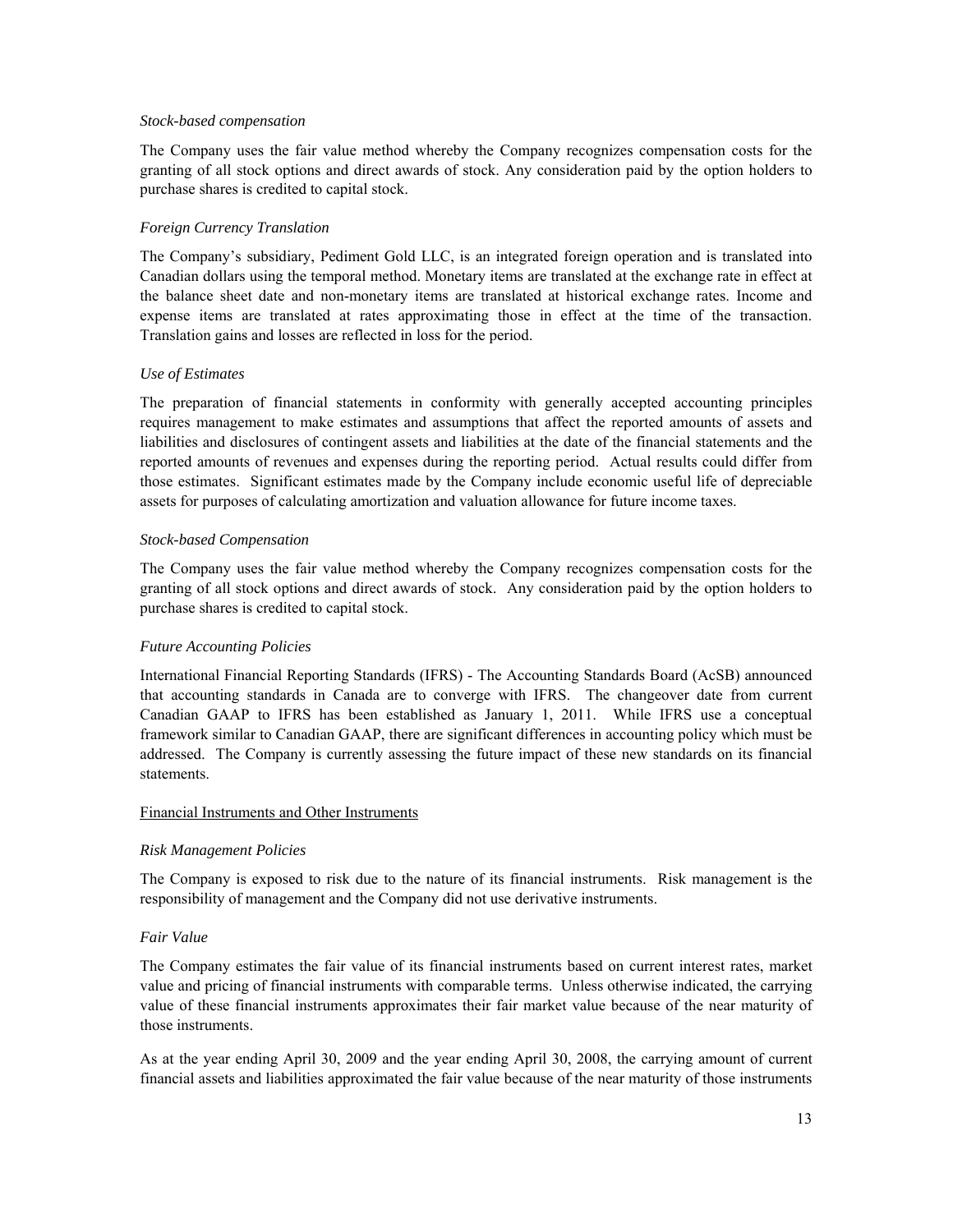*Stock-based compensation*

The Company uses the fair value method whereby the Company recognizes compensation costs for the granting of all stock options and direct awards of stock. Any consideration paid by the option holders to purchase shares is credited to capital stock.

*Foreign Currency Translation*

The Company's subsidiary, Pediment Gold LLC, is an integrated foreign operation and is translated into Canadian dollars using the temporal method. Monetary items are translated at the exchange rate in effect at the balance sheet date and non-monetary items are translated at historical exchange rates. Income and expense items are translated at rates approximating those in effect at the time of the transaction. Translation gains and losses are reflected in loss for the period.

*Use of Estimates*

The preparation of financial statements in conformity with generally accepted accounting principles requires management to make estimates and assumptions that affect the reported amounts of assets and liabilities and disclosures of contingent assets and liabilities at the date of the financial statements and the reported amounts of revenues and expenses during the reporting period. Actual results could differ from those estimates. Significant estimates made by the Company include economic useful life of depreciable assets for purposes of calculating amortization and valuation allowance for future income taxes.

*Stock-based Compensation*

The Company uses the fair value method whereby the Company recognizes compensation costs for the granting of all stock options and direct awards of stock. Any consideration paid by the option holders to purchase shares is credited to capital stock.

*Future Accounting Policies*

International Financial Reporting Standards (IFRS) - The Accounting Standards Board (AcSB) announced that accounting standards in Canada are to converge with IFRS. The changeover date from current Canadian GAAP to IFRS has been established as January 1, 2011. While IFRS use a conceptual framework similar to Canadian GAAP, there are significant differences in accounting policy which must be addressed. The Company is currently assessing the future impact of these new standards on its financial statements.

Financial Instruments and Other Instruments

*Risk Management Policies*

The Company is exposed to risk due to the nature of its financial instruments. Risk management is the responsibility of management and the Company did not use derivative instruments.

*Fair Value*

The Company estimates the fair value of its financial instruments based on current interest rates, market value and pricing of financial instruments with comparable terms. Unless otherwise indicated, the carrying value of these financial instruments approximates their fair market value because of the near maturity of those instruments.

As at the year ending April 30, 2009 and the year ending April 30, 2008, the carrying amount of current financial assets and liabilities approximated the fair value because of the near maturity of those instruments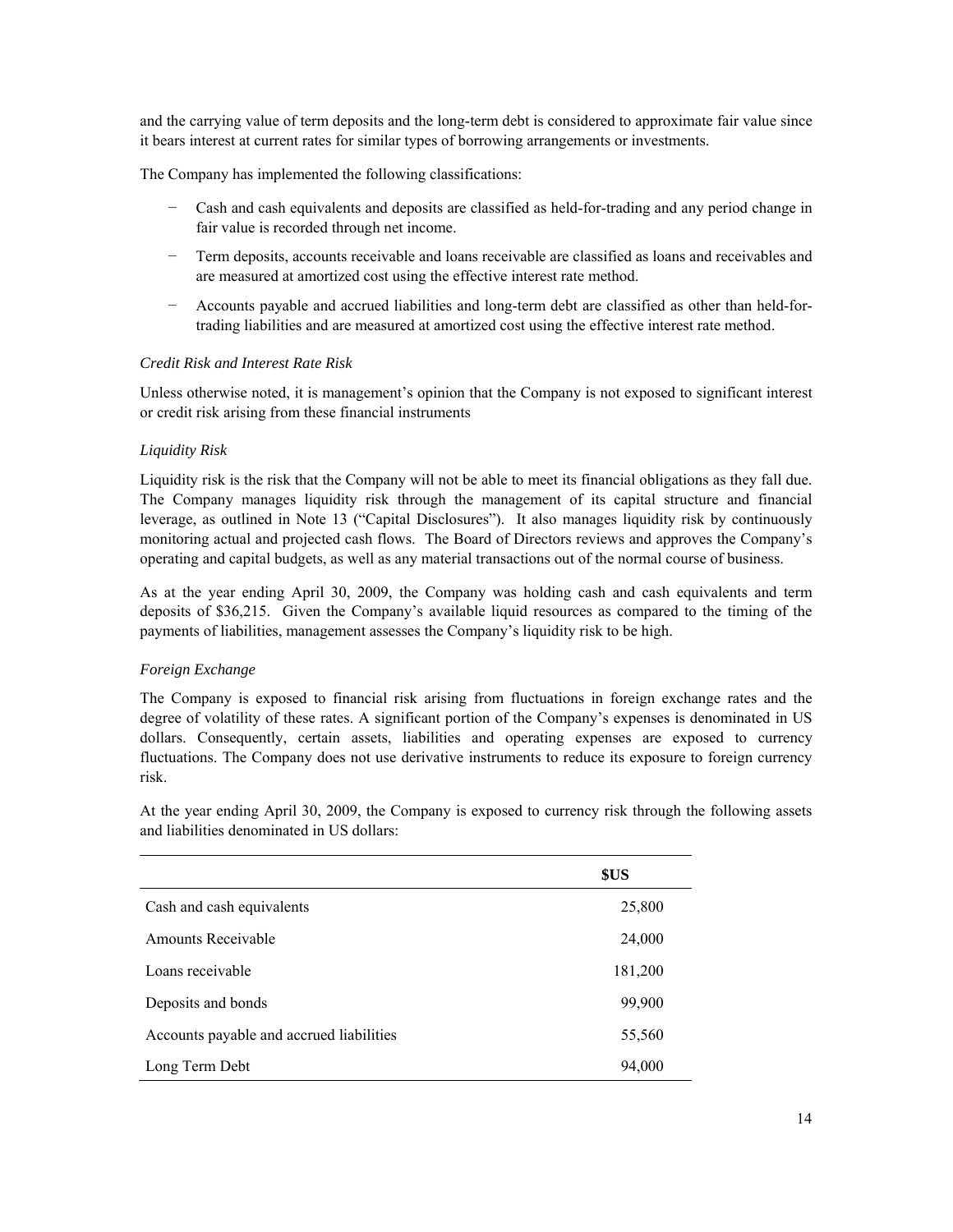and the carrying value of term deposits and the long-term debt is considered to approximate fair value since it bears interest at current rates for similar types of borrowing arrangements or investments.

The Company has implemented the following classifications:

- Cash and cash equivalents and deposits are classified as held-for-trading and any period change in fair value is recorded through net income.
- Term deposits, accounts receivable and loans receivable are classified as loans and receivables and are measured at amortized cost using the effective interest rate method.
- Accounts payable and accrued liabilities and long-term debt are classified as other than held-for-trading liabilities and are measured at amortized cost using the effective interest rate method.

*Credit Risk and Interest Rate Risk*

Unless otherwise noted, it is management's opinion that the Company is not exposed to significant interest or credit risk arising from these financial instruments

*Liquidity Risk*

Liquidity risk is the risk that the Company will not be able to meet its financial obligations as they fall due. The Company manages liquidity risk through the management of its capital structure and financial leverage, as outlined in Note 13 ("Capital Disclosures"). It also manages liquidity risk by continuously monitoring actual and projected cash flows. The Board of Directors reviews and approves the Company's operating and capital budgets, as well as any material transactions out of the normal course of business.

As at the year ending April 30, 2009, the Company was holding cash and cash equivalents and term deposits of $36,215. Given the Company's available liquid resources as compared to the timing of the payments of liabilities, management assesses the Company's liquidity risk to be high.

*Foreign Exchange*

The Company is exposed to financial risk arising from fluctuations in foreign exchange rates and the degree of volatility of these rates. A significant portion of the Company's expenses is denominated in US dollars. Consequently, certain assets, liabilities and operating expenses are exposed to currency fluctuations. The Company does not use derivative instruments to reduce its exposure to foreign currency risk.

At the year ending April 30, 2009, the Company is exposed to currency risk through the following assets and liabilities denominated in US dollars:

| | **$US** |
|---|---|
| Cash and cash equivalents | 25,800 |
| Amounts Receivable | 24,000 |
| Loans receivable | 181,200 |
| Deposits and bonds | 99,900 |
| Accounts payable and accrued liabilities | 55,560 |
| Long Term Debt | 94,000 |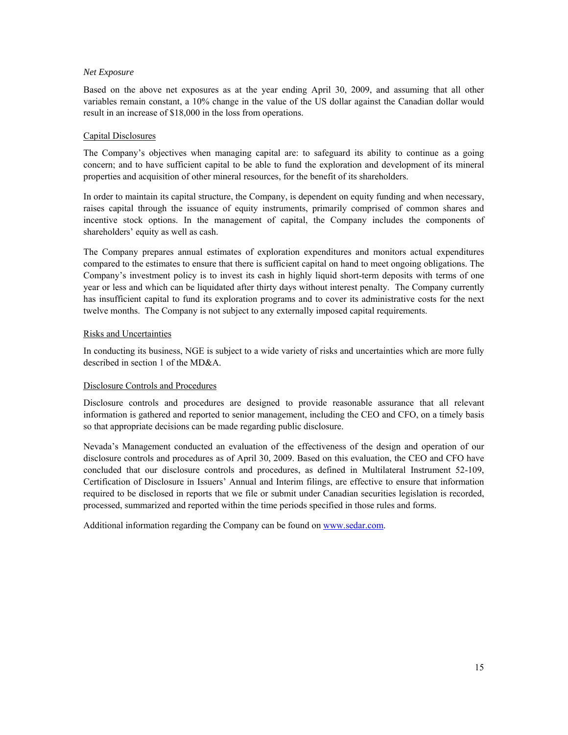*Net Exposure*

Based on the above net exposures as at the year ending April 30, 2009, and assuming that all other variables remain constant, a 10% change in the value of the US dollar against the Canadian dollar would result in an increase of $18,000 in the loss from operations.

<u>Capital Disclosures</u>

The Company's objectives when managing capital are: to safeguard its ability to continue as a going concern; and to have sufficient capital to be able to fund the exploration and development of its mineral properties and acquisition of other mineral resources, for the benefit of its shareholders.

In order to maintain its capital structure, the Company, is dependent on equity funding and when necessary, raises capital through the issuance of equity instruments, primarily comprised of common shares and incentive stock options. In the management of capital, the Company includes the components of shareholders' equity as well as cash.

The Company prepares annual estimates of exploration expenditures and monitors actual expenditures compared to the estimates to ensure that there is sufficient capital on hand to meet ongoing obligations. The Company's investment policy is to invest its cash in highly liquid short-term deposits with terms of one year or less and which can be liquidated after thirty days without interest penalty. The Company currently has insufficient capital to fund its exploration programs and to cover its administrative costs for the next twelve months. The Company is not subject to any externally imposed capital requirements.

<u>Risks and Uncertainties</u>

In conducting its business, NGE is subject to a wide variety of risks and uncertainties which are more fully described in section 1 of the MD&A.

<u>Disclosure Controls and Procedures</u>

Disclosure controls and procedures are designed to provide reasonable assurance that all relevant information is gathered and reported to senior management, including the CEO and CFO, on a timely basis so that appropriate decisions can be made regarding public disclosure.

Nevada's Management conducted an evaluation of the effectiveness of the design and operation of our disclosure controls and procedures as of April 30, 2009. Based on this evaluation, the CEO and CFO have concluded that our disclosure controls and procedures, as defined in Multilateral Instrument 52-109, Certification of Disclosure in Issuers' Annual and Interim filings, are effective to ensure that information required to be disclosed in reports that we file or submit under Canadian securities legislation is recorded, processed, summarized and reported within the time periods specified in those rules and forms.

Additional information regarding the Company can be found on [www.sedar.com](http://www.sedar.com).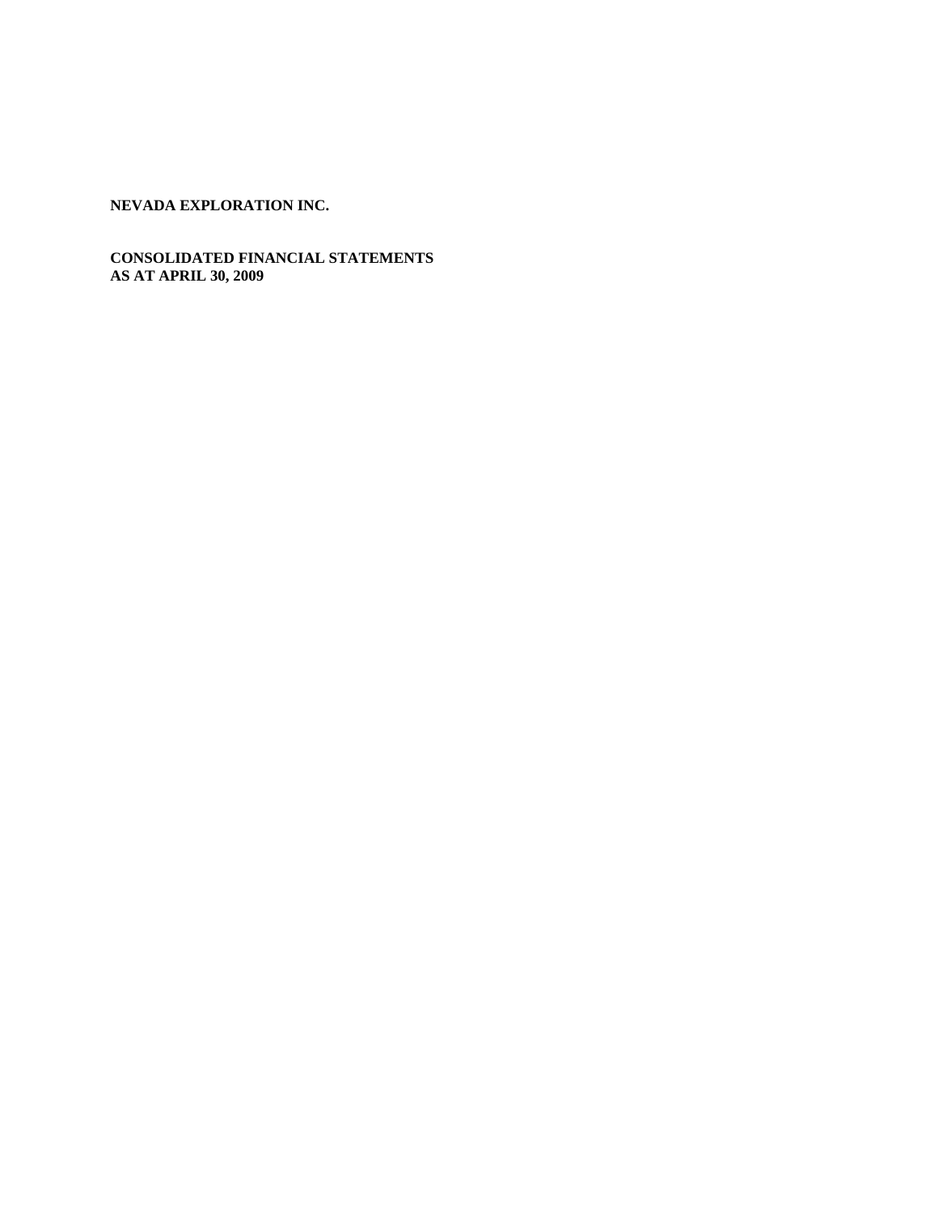**NEVADA EXPLORATION INC.**

**CONSOLIDATED FINANCIAL STATEMENTS**
**AS AT APRIL 30, 2009**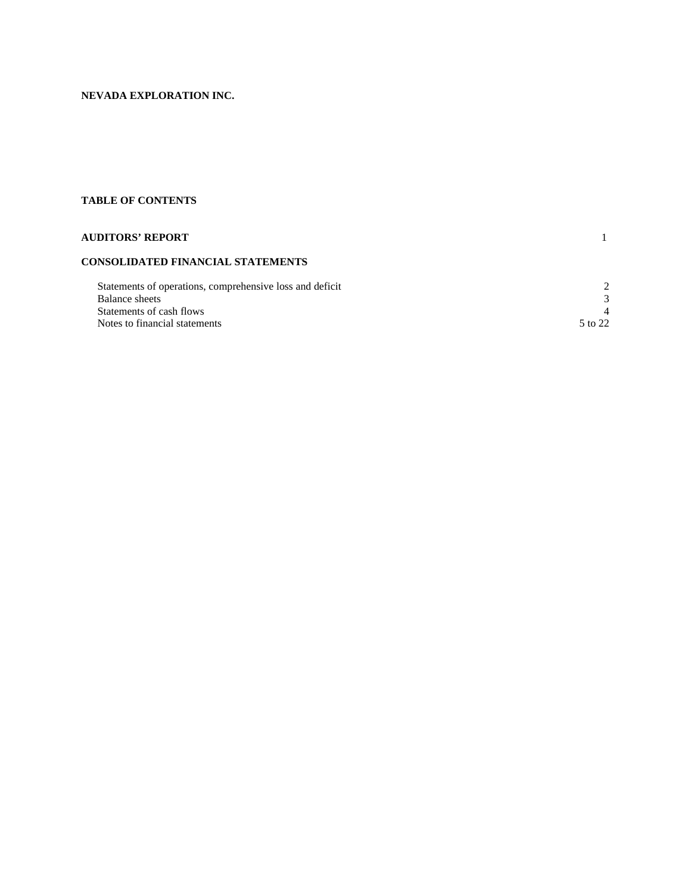**NEVADA EXPLORATION INC.**

**TABLE OF CONTENTS**

| | |
|---|---|
| **AUDITORS' REPORT** | 1 |
| **CONSOLIDATED FINANCIAL STATEMENTS** | |
| Statements of operations, comprehensive loss and deficit | 2 |
| Balance sheets | 3 |
| Statements of cash flows | 4 |
| Notes to financial statements | 5 to 22 |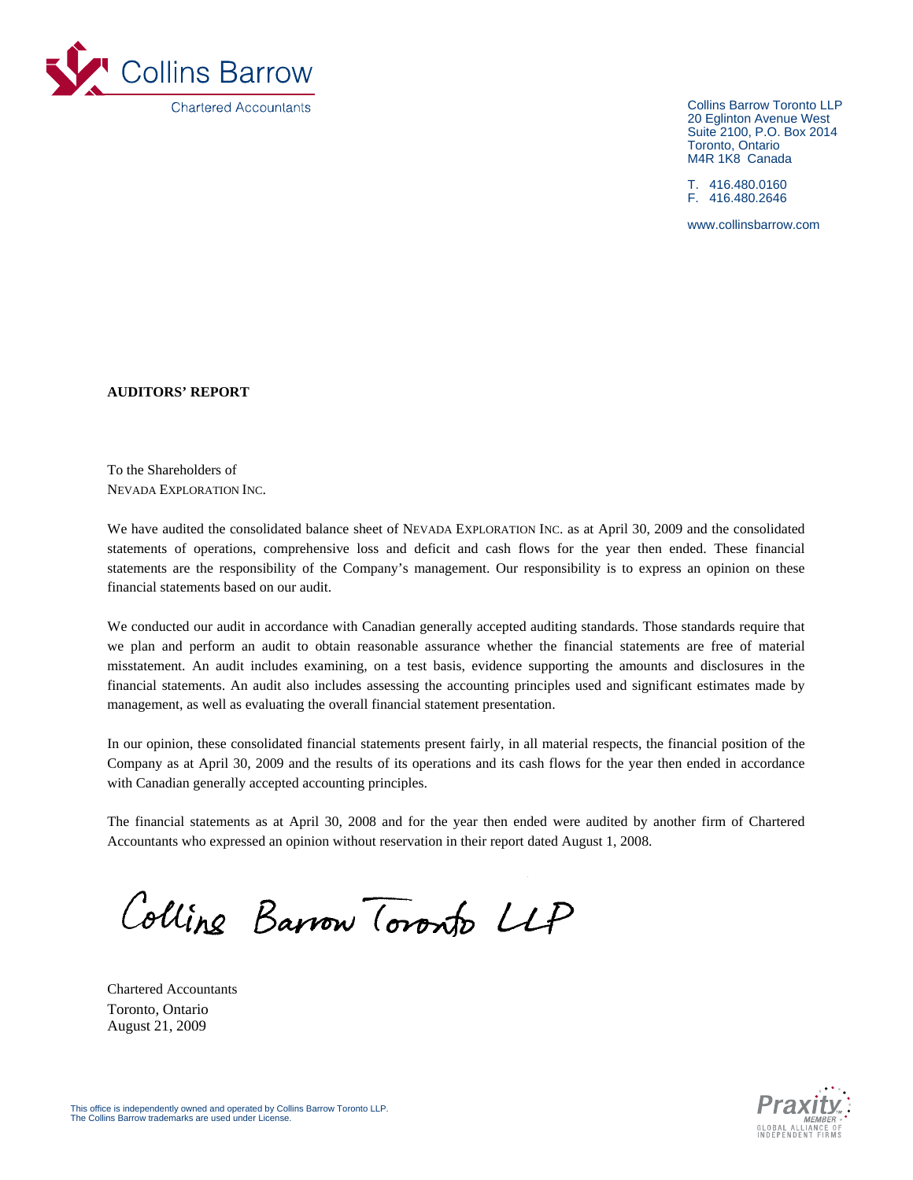Collins Barrow

Chartered Accountants

Collins Barrow Toronto LLP
20 Eglinton Avenue West
Suite 2100, P.O. Box 2014
Toronto, Ontario
M4R 1K8 Canada

T. 416.480.0160
F. 416.480.2646

www.collinsbarrow.com

**AUDITORS' REPORT**

To the Shareholders of
NEVADA EXPLORATION INC.

We have audited the consolidated balance sheet of NEVADA EXPLORATION INC. as at April 30, 2009 and the consolidated statements of operations, comprehensive loss and deficit and cash flows for the year then ended. These financial statements are the responsibility of the Company's management. Our responsibility is to express an opinion on these financial statements based on our audit.

We conducted our audit in accordance with Canadian generally accepted auditing standards. Those standards require that we plan and perform an audit to obtain reasonable assurance whether the financial statements are free of material misstatement. An audit includes examining, on a test basis, evidence supporting the amounts and disclosures in the financial statements. An audit also includes assessing the accounting principles used and significant estimates made by management, as well as evaluating the overall financial statement presentation.

In our opinion, these consolidated financial statements present fairly, in all material respects, the financial position of the Company as at April 30, 2009 and the results of its operations and its cash flows for the year then ended in accordance with Canadian generally accepted accounting principles.

The financial statements as at April 30, 2008 and for the year then ended were audited by another firm of Chartered Accountants who expressed an opinion without reservation in their report dated August 1, 2008.

Collins Barrow Toronto LLP

Chartered Accountants
Toronto, Ontario
August 21, 2009

This office is independently owned and operated by Collins Barrow Toronto LLP.
The Collins Barrow trademarks are used under License.

Praxity MEMBER
GLOBAL ALLIANCE OF INDEPENDENT FIRMS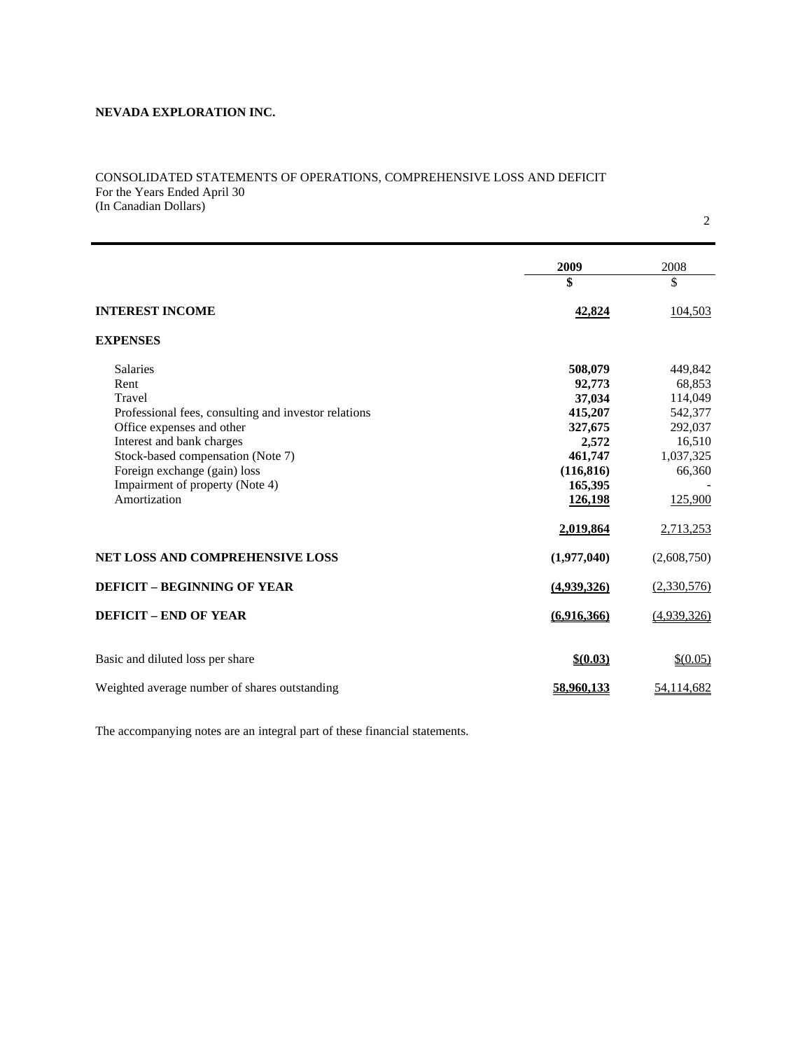**NEVADA EXPLORATION INC.**

CONSOLIDATED STATEMENTS OF OPERATIONS, COMPREHENSIVE LOSS AND DEFICIT
For the Years Ended April 30
(In Canadian Dollars)

| | **2009** | 2008 |
|---|---|---|
| | **$** | $ |
| **INTEREST INCOME** | **42,824** | 104,503 |
| **EXPENSES** | | |
| Salaries | **508,079** | 449,842 |
| Rent | **92,773** | 68,853 |
| Travel | **37,034** | 114,049 |
| Professional fees, consulting and investor relations | **415,207** | 542,377 |
| Office expenses and other | **327,675** | 292,037 |
| Interest and bank charges | **2,572** | 16,510 |
| Stock-based compensation (Note 7) | **461,747** | 1,037,325 |
| Foreign exchange (gain) loss | **(116,816)** | 66,360 |
| Impairment of property (Note 4) | **165,395** | - |
| Amortization | **126,198** | 125,900 |
| | **2,019,864** | 2,713,253 |
| **NET LOSS AND COMPREHENSIVE LOSS** | **(1,977,040)** | (2,608,750) |
| **DEFICIT – BEGINNING OF YEAR** | **(4,939,326)** | (2,330,576) |
| **DEFICIT – END OF YEAR** | **(6,916,366)** | (4,939,326) |
| Basic and diluted loss per share | **$(0.03)** | $(0.05) |
| Weighted average number of shares outstanding | **58,960,133** | 54,114,682 |

The accompanying notes are an integral part of these financial statements.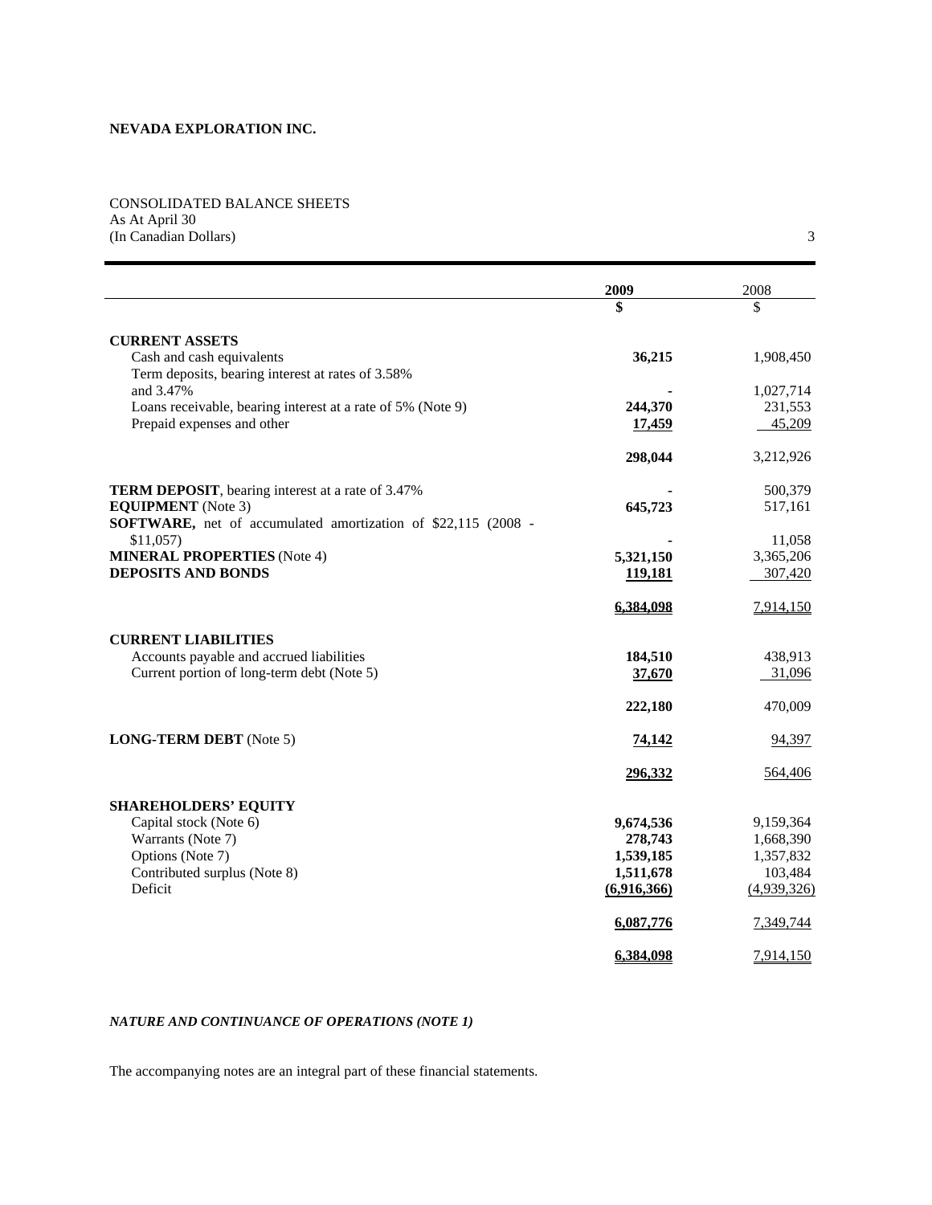**NEVADA EXPLORATION INC.**

CONSOLIDATED BALANCE SHEETS
As At April 30
(In Canadian Dollars)

| | 2009 | 2008 |
|---|---|---|
| | **$** | $ |
| **CURRENT ASSETS** | | |
| Cash and cash equivalents | **36,215** | 1,908,450 |
| Term deposits, bearing interest at rates of 3.58% and 3.47% | **-** | 1,027,714 |
| Loans receivable, bearing interest at a rate of 5% (Note 9) | **244,370** | 231,553 |
| Prepaid expenses and other | **17,459** | 45,209 |
| | **298,044** | 3,212,926 |
| **TERM DEPOSIT**, bearing interest at a rate of 3.47% | **-** | 500,379 |
| **EQUIPMENT** (Note 3) | **645,723** | 517,161 |
| **SOFTWARE,** net of accumulated amortization of $22,115 (2008 - $11,057) | **-** | 11,058 |
| **MINERAL PROPERTIES** (Note 4) | **5,321,150** | 3,365,206 |
| **DEPOSITS AND BONDS** | **119,181** | 307,420 |
| | **6,384,098** | 7,914,150 |
| **CURRENT LIABILITIES** | | |
| Accounts payable and accrued liabilities | **184,510** | 438,913 |
| Current portion of long-term debt (Note 5) | **37,670** | 31,096 |
| | **222,180** | 470,009 |
| **LONG-TERM DEBT** (Note 5) | **74,142** | 94,397 |
| | **296,332** | 564,406 |
| **SHAREHOLDERS' EQUITY** | | |
| Capital stock (Note 6) | **9,674,536** | 9,159,364 |
| Warrants (Note 7) | **278,743** | 1,668,390 |
| Options (Note 7) | **1,539,185** | 1,357,832 |
| Contributed surplus (Note 8) | **1,511,678** | 103,484 |
| Deficit | **(6,916,366)** | (4,939,326) |
| | **6,087,776** | 7,349,744 |
| | **6,384,098** | 7,914,150 |

***NATURE AND CONTINUANCE OF OPERATIONS (NOTE 1)***

The accompanying notes are an integral part of these financial statements.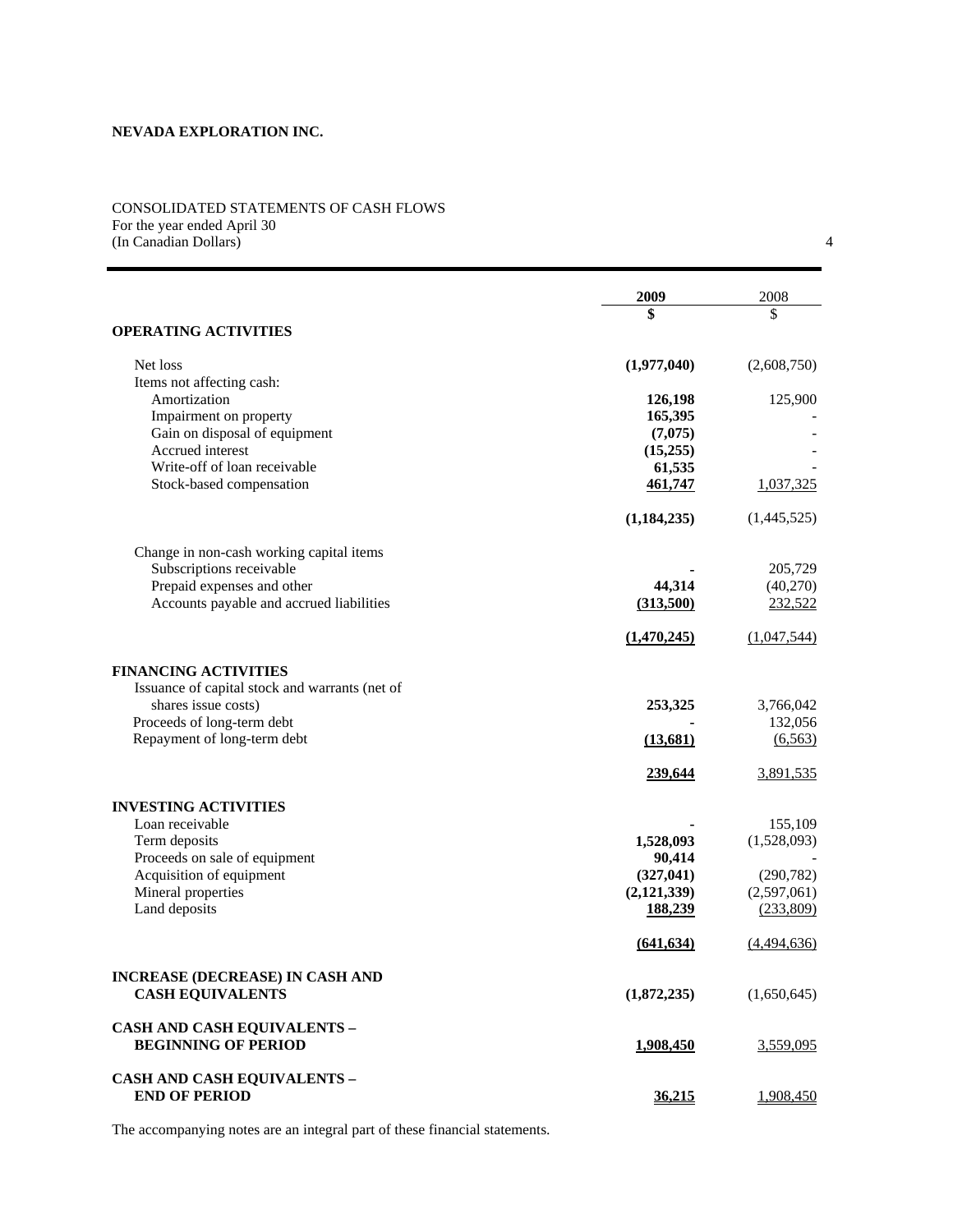**NEVADA EXPLORATION INC.**

CONSOLIDATED STATEMENTS OF CASH FLOWS
For the year ended April 30
(In Canadian Dollars)

| | 2009 | 2008 |
|---|---|---|
| | $ | $ |
| **OPERATING ACTIVITIES** | | |
| Net loss | **(1,977,040)** | (2,608,750) |
| Items not affecting cash: | | |
| Amortization | **126,198** | 125,900 |
| Impairment on property | **165,395** | - |
| Gain on disposal of equipment | **(7,075)** | - |
| Accrued interest | **(15,255)** | - |
| Write-off of loan receivable | **61,535** | - |
| Stock-based compensation | **461,747** | 1,037,325 |
| | **(1,184,235)** | (1,445,525) |
| Change in non-cash working capital items | | |
| Subscriptions receivable | **-** | 205,729 |
| Prepaid expenses and other | **44,314** | (40,270) |
| Accounts payable and accrued liabilities | **(313,500)** | 232,522 |
| | **(1,470,245)** | (1,047,544) |
| **FINANCING ACTIVITIES** | | |
| Issuance of capital stock and warrants (net of shares issue costs) | **253,325** | 3,766,042 |
| Proceeds of long-term debt | **-** | 132,056 |
| Repayment of long-term debt | **(13,681)** | (6,563) |
| | **239,644** | 3,891,535 |
| **INVESTING ACTIVITIES** | | |
| Loan receivable | **-** | 155,109 |
| Term deposits | **1,528,093** | (1,528,093) |
| Proceeds on sale of equipment | **90,414** | - |
| Acquisition of equipment | **(327,041)** | (290,782) |
| Mineral properties | **(2,121,339)** | (2,597,061) |
| Land deposits | **188,239** | (233,809) |
| | **(641,634)** | (4,494,636) |
| **INCREASE (DECREASE) IN CASH AND CASH EQUIVALENTS** | **(1,872,235)** | (1,650,645) |
| **CASH AND CASH EQUIVALENTS – BEGINNING OF PERIOD** | **1,908,450** | 3,559,095 |
| **CASH AND CASH EQUIVALENTS – END OF PERIOD** | **36,215** | 1,908,450 |

The accompanying notes are an integral part of these financial statements.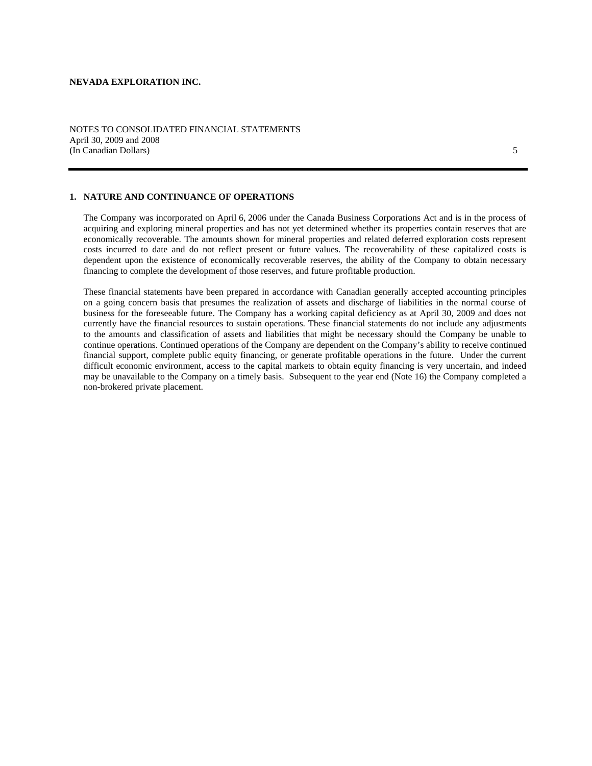## 1. NATURE AND CONTINUANCE OF OPERATIONS

The Company was incorporated on April 6, 2006 under the Canada Business Corporations Act and is in the process of acquiring and exploring mineral properties and has not yet determined whether its properties contain reserves that are economically recoverable. The amounts shown for mineral properties and related deferred exploration costs represent costs incurred to date and do not reflect present or future values. The recoverability of these capitalized costs is dependent upon the existence of economically recoverable reserves, the ability of the Company to obtain necessary financing to complete the development of those reserves, and future profitable production.

These financial statements have been prepared in accordance with Canadian generally accepted accounting principles on a going concern basis that presumes the realization of assets and discharge of liabilities in the normal course of business for the foreseeable future. The Company has a working capital deficiency as at April 30, 2009 and does not currently have the financial resources to sustain operations. These financial statements do not include any adjustments to the amounts and classification of assets and liabilities that might be necessary should the Company be unable to continue operations. Continued operations of the Company are dependent on the Company's ability to receive continued financial support, complete public equity financing, or generate profitable operations in the future. Under the current difficult economic environment, access to the capital markets to obtain equity financing is very uncertain, and indeed may be unavailable to the Company on a timely basis. Subsequent to the year end (Note 16) the Company completed a non-brokered private placement.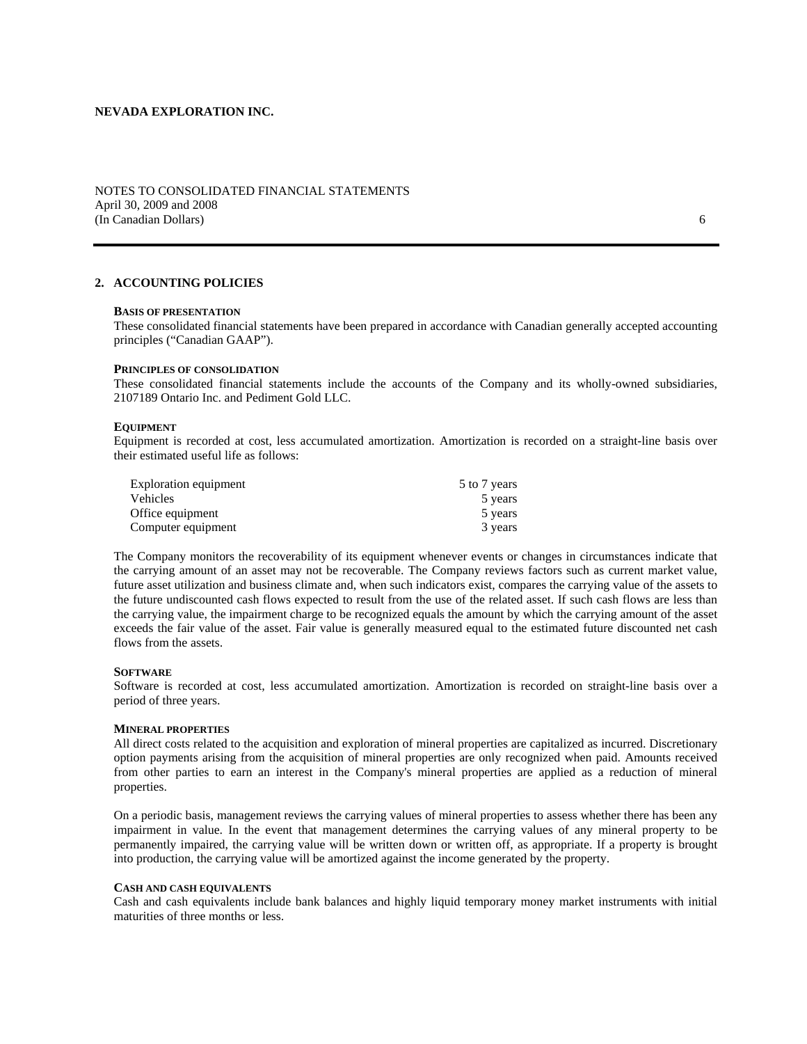NEVADA EXPLORATION INC.

NOTES TO CONSOLIDATED FINANCIAL STATEMENTS
April 30, 2009 and 2008
(In Canadian Dollars)

## 2. ACCOUNTING POLICIES

**BASIS OF PRESENTATION**

These consolidated financial statements have been prepared in accordance with Canadian generally accepted accounting principles ("Canadian GAAP").

**PRINCIPLES OF CONSOLIDATION**

These consolidated financial statements include the accounts of the Company and its wholly-owned subsidiaries, 2107189 Ontario Inc. and Pediment Gold LLC.

**EQUIPMENT**

Equipment is recorded at cost, less accumulated amortization. Amortization is recorded on a straight-line basis over their estimated useful life as follows:

| | |
|---|---|
| Exploration equipment | 5 to 7 years |
| Vehicles | 5 years |
| Office equipment | 5 years |
| Computer equipment | 3 years |

The Company monitors the recoverability of its equipment whenever events or changes in circumstances indicate that the carrying amount of an asset may not be recoverable. The Company reviews factors such as current market value, future asset utilization and business climate and, when such indicators exist, compares the carrying value of the assets to the future undiscounted cash flows expected to result from the use of the related asset. If such cash flows are less than the carrying value, the impairment charge to be recognized equals the amount by which the carrying amount of the asset exceeds the fair value of the asset. Fair value is generally measured equal to the estimated future discounted net cash flows from the assets.

**SOFTWARE**

Software is recorded at cost, less accumulated amortization. Amortization is recorded on straight-line basis over a period of three years.

**MINERAL PROPERTIES**

All direct costs related to the acquisition and exploration of mineral properties are capitalized as incurred. Discretionary option payments arising from the acquisition of mineral properties are only recognized when paid. Amounts received from other parties to earn an interest in the Company's mineral properties are applied as a reduction of mineral properties.

On a periodic basis, management reviews the carrying values of mineral properties to assess whether there has been any impairment in value. In the event that management determines the carrying values of any mineral property to be permanently impaired, the carrying value will be written down or written off, as appropriate. If a property is brought into production, the carrying value will be amortized against the income generated by the property.

**CASH AND CASH EQUIVALENTS**

Cash and cash equivalents include bank balances and highly liquid temporary money market instruments with initial maturities of three months or less.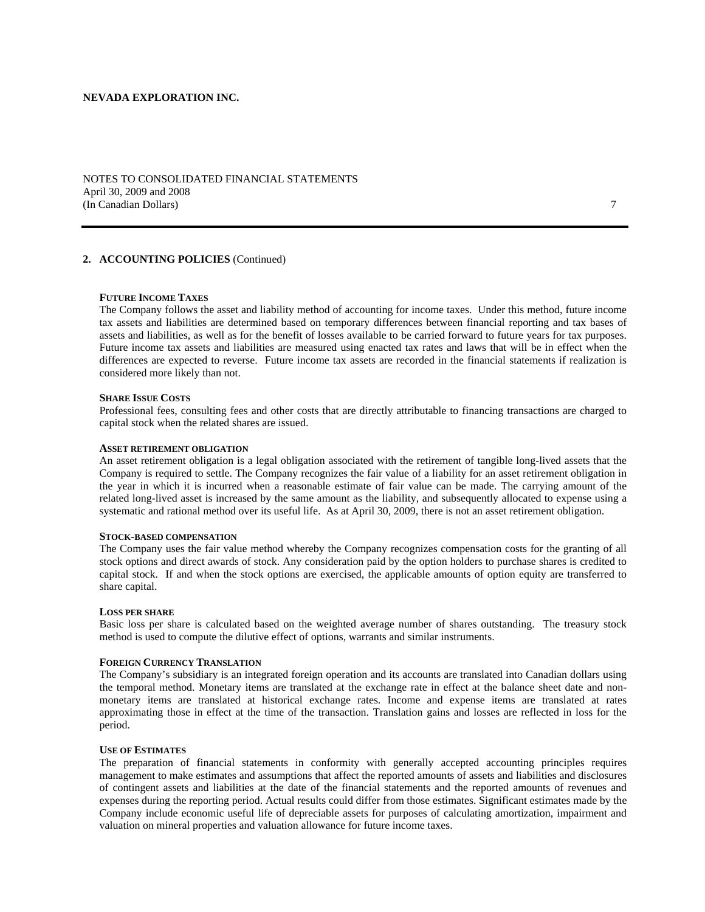## 2. ACCOUNTING POLICIES (Continued)

### FUTURE INCOME TAXES

The Company follows the asset and liability method of accounting for income taxes. Under this method, future income tax assets and liabilities are determined based on temporary differences between financial reporting and tax bases of assets and liabilities, as well as for the benefit of losses available to be carried forward to future years for tax purposes. Future income tax assets and liabilities are measured using enacted tax rates and laws that will be in effect when the differences are expected to reverse. Future income tax assets are recorded in the financial statements if realization is considered more likely than not.

### SHARE ISSUE COSTS

Professional fees, consulting fees and other costs that are directly attributable to financing transactions are charged to capital stock when the related shares are issued.

### ASSET RETIREMENT OBLIGATION

An asset retirement obligation is a legal obligation associated with the retirement of tangible long-lived assets that the Company is required to settle. The Company recognizes the fair value of a liability for an asset retirement obligation in the year in which it is incurred when a reasonable estimate of fair value can be made. The carrying amount of the related long-lived asset is increased by the same amount as the liability, and subsequently allocated to expense using a systematic and rational method over its useful life. As at April 30, 2009, there is not an asset retirement obligation.

### STOCK-BASED COMPENSATION

The Company uses the fair value method whereby the Company recognizes compensation costs for the granting of all stock options and direct awards of stock. Any consideration paid by the option holders to purchase shares is credited to capital stock. If and when the stock options are exercised, the applicable amounts of option equity are transferred to share capital.

### LOSS PER SHARE

Basic loss per share is calculated based on the weighted average number of shares outstanding. The treasury stock method is used to compute the dilutive effect of options, warrants and similar instruments.

### FOREIGN CURRENCY TRANSLATION

The Company's subsidiary is an integrated foreign operation and its accounts are translated into Canadian dollars using the temporal method. Monetary items are translated at the exchange rate in effect at the balance sheet date and non-monetary items are translated at historical exchange rates. Income and expense items are translated at rates approximating those in effect at the time of the transaction. Translation gains and losses are reflected in loss for the period.

### USE OF ESTIMATES

The preparation of financial statements in conformity with generally accepted accounting principles requires management to make estimates and assumptions that affect the reported amounts of assets and liabilities and disclosures of contingent assets and liabilities at the date of the financial statements and the reported amounts of revenues and expenses during the reporting period. Actual results could differ from those estimates. Significant estimates made by the Company include economic useful life of depreciable assets for purposes of calculating amortization, impairment and valuation on mineral properties and valuation allowance for future income taxes.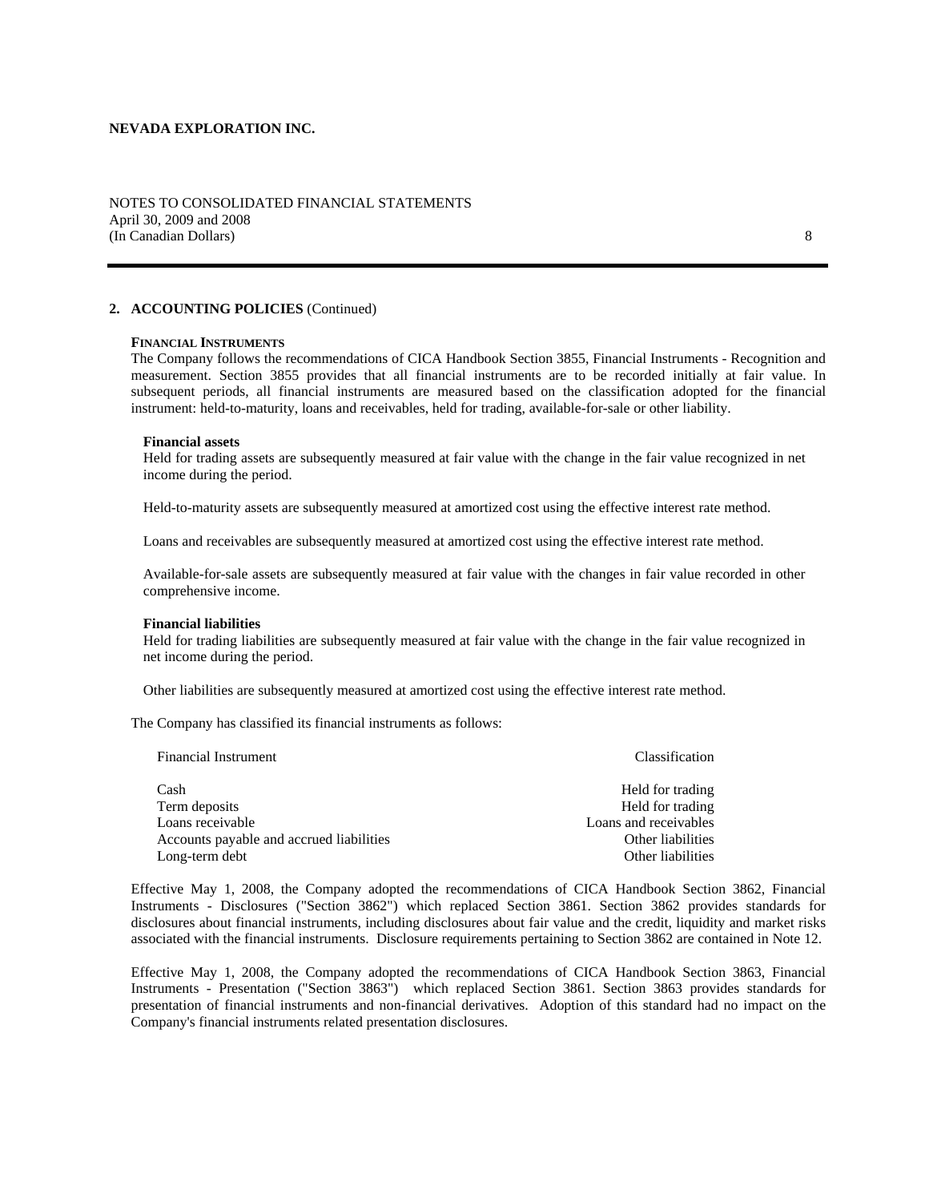## 2. ACCOUNTING POLICIES (Continued)

### FINANCIAL INSTRUMENTS

The Company follows the recommendations of CICA Handbook Section 3855, Financial Instruments - Recognition and measurement. Section 3855 provides that all financial instruments are to be recorded initially at fair value. In subsequent periods, all financial instruments are measured based on the classification adopted for the financial instrument: held-to-maturity, loans and receivables, held for trading, available-for-sale or other liability.

**Financial assets**

Held for trading assets are subsequently measured at fair value with the change in the fair value recognized in net income during the period.

Held-to-maturity assets are subsequently measured at amortized cost using the effective interest rate method.

Loans and receivables are subsequently measured at amortized cost using the effective interest rate method.

Available-for-sale assets are subsequently measured at fair value with the changes in fair value recorded in other comprehensive income.

**Financial liabilities**

Held for trading liabilities are subsequently measured at fair value with the change in the fair value recognized in net income during the period.

Other liabilities are subsequently measured at amortized cost using the effective interest rate method.

The Company has classified its financial instruments as follows:

| Financial Instrument | Classification |
|---|---|
| Cash | Held for trading |
| Term deposits | Held for trading |
| Loans receivable | Loans and receivables |
| Accounts payable and accrued liabilities | Other liabilities |
| Long-term debt | Other liabilities |

Effective May 1, 2008, the Company adopted the recommendations of CICA Handbook Section 3862, Financial Instruments - Disclosures ("Section 3862") which replaced Section 3861. Section 3862 provides standards for disclosures about financial instruments, including disclosures about fair value and the credit, liquidity and market risks associated with the financial instruments. Disclosure requirements pertaining to Section 3862 are contained in Note 12.

Effective May 1, 2008, the Company adopted the recommendations of CICA Handbook Section 3863, Financial Instruments - Presentation ("Section 3863") which replaced Section 3861. Section 3863 provides standards for presentation of financial instruments and non-financial derivatives. Adoption of this standard had no impact on the Company's financial instruments related presentation disclosures.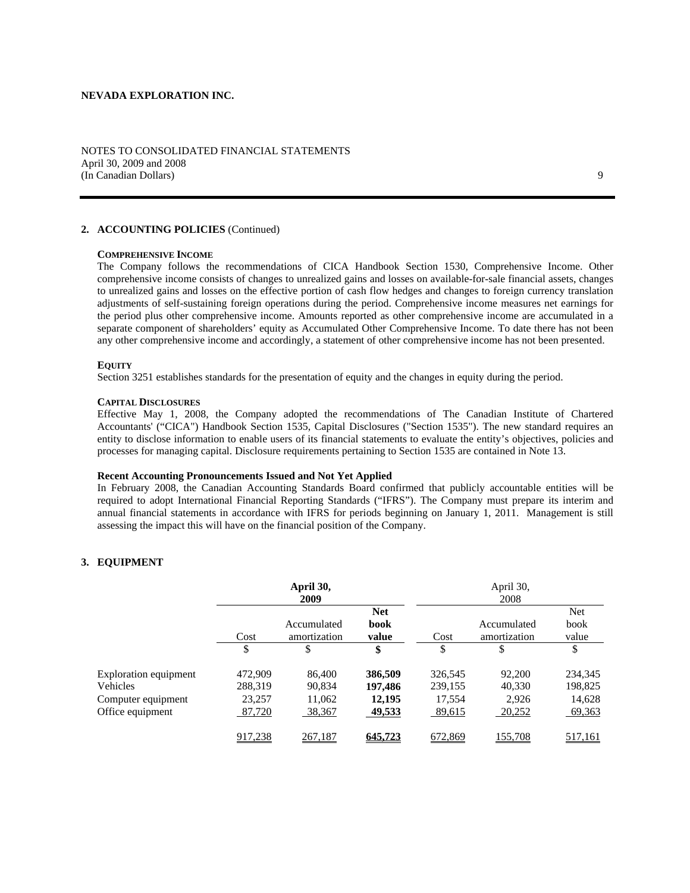**NEVADA EXPLORATION INC.**

NOTES TO CONSOLIDATED FINANCIAL STATEMENTS
April 30, 2009 and 2008
(In Canadian Dollars)

## 2. ACCOUNTING POLICIES (Continued)

**COMPREHENSIVE INCOME**

The Company follows the recommendations of CICA Handbook Section 1530, Comprehensive Income. Other comprehensive income consists of changes to unrealized gains and losses on available-for-sale financial assets, changes to unrealized gains and losses on the effective portion of cash flow hedges and changes to foreign currency translation adjustments of self-sustaining foreign operations during the period. Comprehensive income measures net earnings for the period plus other comprehensive income. Amounts reported as other comprehensive income are accumulated in a separate component of shareholders' equity as Accumulated Other Comprehensive Income. To date there has not been any other comprehensive income and accordingly, a statement of other comprehensive income has not been presented.

**EQUITY**

Section 3251 establishes standards for the presentation of equity and the changes in equity during the period.

**CAPITAL DISCLOSURES**

Effective May 1, 2008, the Company adopted the recommendations of The Canadian Institute of Chartered Accountants' ("CICA") Handbook Section 1535, Capital Disclosures ("Section 1535"). The new standard requires an entity to disclose information to enable users of its financial statements to evaluate the entity's objectives, policies and processes for managing capital. Disclosure requirements pertaining to Section 1535 are contained in Note 13.

**Recent Accounting Pronouncements Issued and Not Yet Applied**

In February 2008, the Canadian Accounting Standards Board confirmed that publicly accountable entities will be required to adopt International Financial Reporting Standards ("IFRS"). The Company must prepare its interim and annual financial statements in accordance with IFRS for periods beginning on January 1, 2011. Management is still assessing the impact this will have on the financial position of the Company.

## 3. EQUIPMENT

| | **April 30, 2009** | | | April 30, 2008 | | |
|---|---|---|---|---|---|---|
| | Cost | Accumulated amortization | **Net book value** | Cost | Accumulated amortization | Net book value |
| | $ | $ | **$** | $ | $ | $ |
| Exploration equipment | 472,909 | 86,400 | **386,509** | 326,545 | 92,200 | 234,345 |
| Vehicles | 288,319 | 90,834 | **197,486** | 239,155 | 40,330 | 198,825 |
| Computer equipment | 23,257 | 11,062 | **12,195** | 17,554 | 2,926 | 14,628 |
| Office equipment | 87,720 | 38,367 | **49,533** | 89,615 | 20,252 | 69,363 |
| | 917,238 | 267,187 | **645,723** | 672,869 | 155,708 | 517,161 |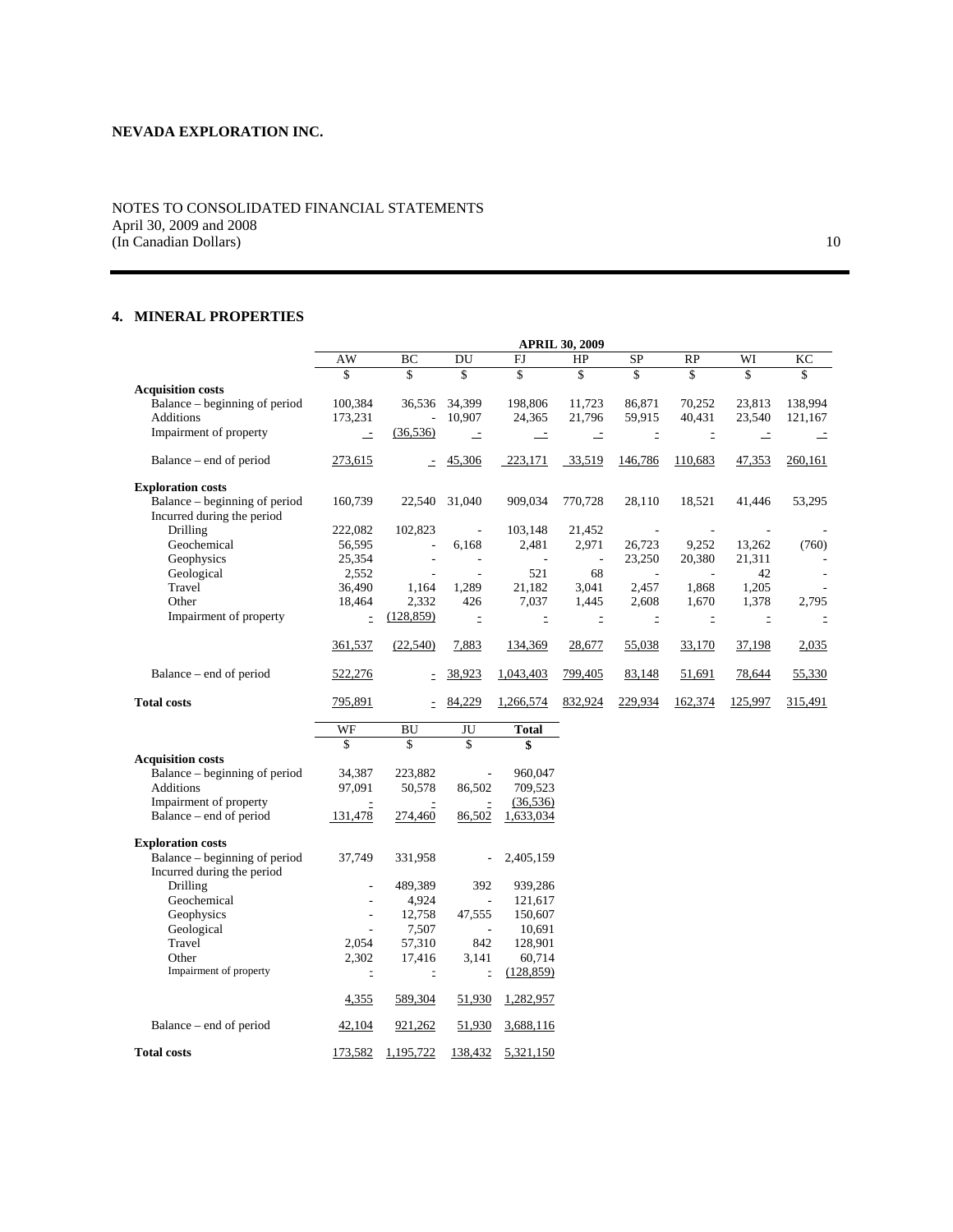**NEVADA EXPLORATION INC.**

NOTES TO CONSOLIDATED FINANCIAL STATEMENTS
April 30, 2009 and 2008
(In Canadian Dollars)

## 4. MINERAL PROPERTIES

| | APRIL 30, 2009 | | | | | | | | |
|---|---|---|---|---|---|---|---|---|---|
| | AW | BC | DU | FJ | HP | SP | RP | WI | KC |
| | $ | $ | $ | $ | $ | $ | $ | $ | $ |
| **Acquisition costs** | | | | | | | | | |
| Balance – beginning of period | 100,384 | 36,536 | 34,399 | 198,806 | 11,723 | 86,871 | 70,252 | 23,813 | 138,994 |
| Additions | 173,231 | - | 10,907 | 24,365 | 21,796 | 59,915 | 40,431 | 23,540 | 121,167 |
| Impairment of property | - | (36,536) | - | - | - | - | - | - | - |
| Balance – end of period | 273,615 | - | 45,306 | 223,171 | 33,519 | 146,786 | 110,683 | 47,353 | 260,161 |
| **Exploration costs** | | | | | | | | | |
| Balance – beginning of period | 160,739 | 22,540 | 31,040 | 909,034 | 770,728 | 28,110 | 18,521 | 41,446 | 53,295 |
| Incurred during the period | | | | | | | | | |
| Drilling | 222,082 | 102,823 | - | 103,148 | 21,452 | - | - | - | - |
| Geochemical | 56,595 | - | 6,168 | 2,481 | 2,971 | 26,723 | 9,252 | 13,262 | (760) |
| Geophysics | 25,354 | - | - | - | - | 23,250 | 20,380 | 21,311 | - |
| Geological | 2,552 | - | - | 521 | 68 | - | - | 42 | - |
| Travel | 36,490 | 1,164 | 1,289 | 21,182 | 3,041 | 2,457 | 1,868 | 1,205 | - |
| Other | 18,464 | 2,332 | 426 | 7,037 | 1,445 | 2,608 | 1,670 | 1,378 | 2,795 |
| Impairment of property | - | (128,859) | - | - | - | - | - | - | - |
| | 361,537 | (22,540) | 7,883 | 134,369 | 28,677 | 55,038 | 33,170 | 37,198 | 2,035 |
| Balance – end of period | 522,276 | - | 38,923 | 1,043,403 | 799,405 | 83,148 | 51,691 | 78,644 | 55,330 |
| **Total costs** | 795,891 | - | 84,229 | 1,266,574 | 832,924 | 229,934 | 162,374 | 125,997 | 315,491 |

| | WF | BU | JU | **Total** |
|---|---|---|---|---|
| | $ | $ | $ | **$** |
| **Acquisition costs** | | | | |
| Balance – beginning of period | 34,387 | 223,882 | - | 960,047 |
| Additions | 97,091 | 50,578 | 86,502 | 709,523 |
| Impairment of property | - | - | - | (36,536) |
| Balance – end of period | 131,478 | 274,460 | 86,502 | 1,633,034 |
| **Exploration costs** | | | | |
| Balance – beginning of period | 37,749 | 331,958 | - | 2,405,159 |
| Incurred during the period | | | | |
| Drilling | - | 489,389 | 392 | 939,286 |
| Geochemical | - | 4,924 | - | 121,617 |
| Geophysics | - | 12,758 | 47,555 | 150,607 |
| Geological | - | 7,507 | - | 10,691 |
| Travel | 2,054 | 57,310 | 842 | 128,901 |
| Other | 2,302 | 17,416 | 3,141 | 60,714 |
| Impairment of property | - | - | - | (128,859) |
| | 4,355 | 589,304 | 51,930 | 1,282,957 |
| Balance – end of period | 42,104 | 921,262 | 51,930 | 3,688,116 |
| **Total costs** | 173,582 | 1,195,722 | 138,432 | 5,321,150 |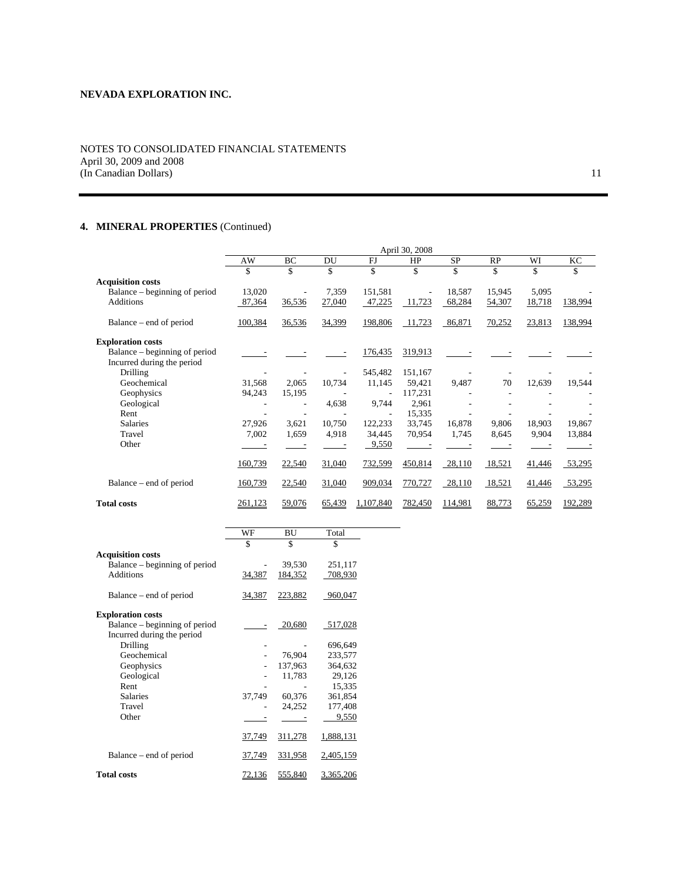**NEVADA EXPLORATION INC.**

NOTES TO CONSOLIDATED FINANCIAL STATEMENTS
April 30, 2009 and 2008
(In Canadian Dollars)

## 4. MINERAL PROPERTIES (Continued)

| | April 30, 2008 | | | | | | | | |
|---|---|---|---|---|---|---|---|---|---|
| | AW | BC | DU | FJ | HP | SP | RP | WI | KC |
| | $ | $ | $ | $ | $ | $ | $ | $ | $ |
| **Acquisition costs** | | | | | | | | | |
| Balance – beginning of period | 13,020 | - | 7,359 | 151,581 | - | 18,587 | 15,945 | 5,095 | - |
| Additions | 87,364 | 36,536 | 27,040 | 47,225 | 11,723 | 68,284 | 54,307 | 18,718 | 138,994 |
| Balance – end of period | 100,384 | 36,536 | 34,399 | 198,806 | 11,723 | 86,871 | 70,252 | 23,813 | 138,994 |
| **Exploration costs** | | | | | | | | | |
| Balance – beginning of period | - | - | - | 176,435 | 319,913 | - | - | - | - |
| Incurred during the period | | | | | | | | | |
| Drilling | - | - | - | 545,482 | 151,167 | - | - | - | - |
| Geochemical | 31,568 | 2,065 | 10,734 | 11,145 | 59,421 | 9,487 | 70 | 12,639 | 19,544 |
| Geophysics | 94,243 | 15,195 | - | - | 117,231 | - | - | - | - |
| Geological | - | - | 4,638 | 9,744 | 2,961 | - | - | - | - |
| Rent | - | - | - | - | 15,335 | - | - | - | - |
| Salaries | 27,926 | 3,621 | 10,750 | 122,233 | 33,745 | 16,878 | 9,806 | 18,903 | 19,867 |
| Travel | 7,002 | 1,659 | 4,918 | 34,445 | 70,954 | 1,745 | 8,645 | 9,904 | 13,884 |
| Other | - | - | - | 9,550 | - | - | - | - | - |
| | 160,739 | 22,540 | 31,040 | 732,599 | 450,814 | 28,110 | 18,521 | 41,446 | 53,295 |
| Balance – end of period | 160,739 | 22,540 | 31,040 | 909,034 | 770,727 | 28,110 | 18,521 | 41,446 | 53,295 |
| **Total costs** | 261,123 | 59,076 | 65,439 | 1,107,840 | 782,450 | 114,981 | 88,773 | 65,259 | 192,289 |

| | WF | BU | Total |
|---|---|---|---|
| | $ | $ | $ |
| **Acquisition costs** | | | |
| Balance – beginning of period | - | 39,530 | 251,117 |
| Additions | 34,387 | 184,352 | 708,930 |
| Balance – end of period | 34,387 | 223,882 | 960,047 |
| **Exploration costs** | | | |
| Balance – beginning of period | - | 20,680 | 517,028 |
| Incurred during the period | | | |
| Drilling | - | - | 696,649 |
| Geochemical | - | 76,904 | 233,577 |
| Geophysics | - | 137,963 | 364,632 |
| Geological | - | 11,783 | 29,126 |
| Rent | - | - | 15,335 |
| Salaries | 37,749 | 60,376 | 361,854 |
| Travel | - | 24,252 | 177,408 |
| Other | - | - | 9,550 |
| | 37,749 | 311,278 | 1,888,131 |
| Balance – end of period | 37,749 | 331,958 | 2,405,159 |
| **Total costs** | 72,136 | 555,840 | 3,365,206 |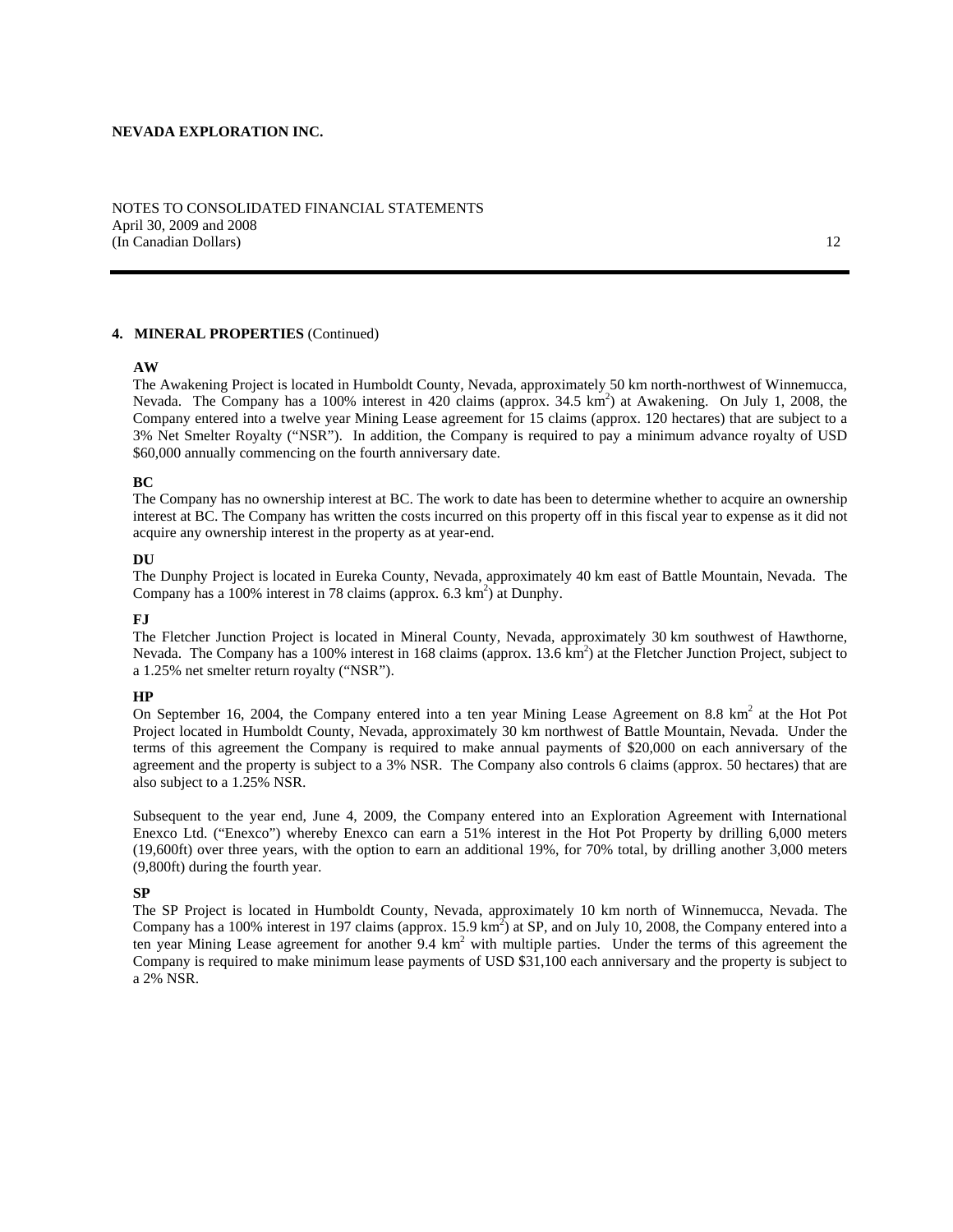## 4. MINERAL PROPERTIES (Continued)

**AW**

The Awakening Project is located in Humboldt County, Nevada, approximately 50 km north-northwest of Winnemucca, Nevada. The Company has a 100% interest in 420 claims (approx. 34.5 $km^2$) at Awakening. On July 1, 2008, the Company entered into a twelve year Mining Lease agreement for 15 claims (approx. 120 hectares) that are subject to a 3% Net Smelter Royalty ("NSR"). In addition, the Company is required to pay a minimum advance royalty of USD $60,000 annually commencing on the fourth anniversary date.

**BC**

The Company has no ownership interest at BC. The work to date has been to determine whether to acquire an ownership interest at BC. The Company has written the costs incurred on this property off in this fiscal year to expense as it did not acquire any ownership interest in the property as at year-end.

**DU**

The Dunphy Project is located in Eureka County, Nevada, approximately 40 km east of Battle Mountain, Nevada. The Company has a 100% interest in 78 claims (approx. 6.3 $km^2$) at Dunphy.

**FJ**

The Fletcher Junction Project is located in Mineral County, Nevada, approximately 30 km southwest of Hawthorne, Nevada. The Company has a 100% interest in 168 claims (approx. 13.6 $km^2$) at the Fletcher Junction Project, subject to a 1.25% net smelter return royalty ("NSR").

**HP**

On September 16, 2004, the Company entered into a ten year Mining Lease Agreement on 8.8 $km^2$ at the Hot Pot Project located in Humboldt County, Nevada, approximately 30 km northwest of Battle Mountain, Nevada. Under the terms of this agreement the Company is required to make annual payments of $20,000 on each anniversary of the agreement and the property is subject to a 3% NSR. The Company also controls 6 claims (approx. 50 hectares) that are also subject to a 1.25% NSR.

Subsequent to the year end, June 4, 2009, the Company entered into an Exploration Agreement with International Enexco Ltd. ("Enexco") whereby Enexco can earn a 51% interest in the Hot Pot Property by drilling 6,000 meters (19,600ft) over three years, with the option to earn an additional 19%, for 70% total, by drilling another 3,000 meters (9,800ft) during the fourth year.

**SP**

The SP Project is located in Humboldt County, Nevada, approximately 10 km north of Winnemucca, Nevada. The Company has a 100% interest in 197 claims (approx. 15.9 $km^2$) at SP, and on July 10, 2008, the Company entered into a ten year Mining Lease agreement for another 9.4 $km^2$ with multiple parties. Under the terms of this agreement the Company is required to make minimum lease payments of USD $31,100 each anniversary and the property is subject to a 2% NSR.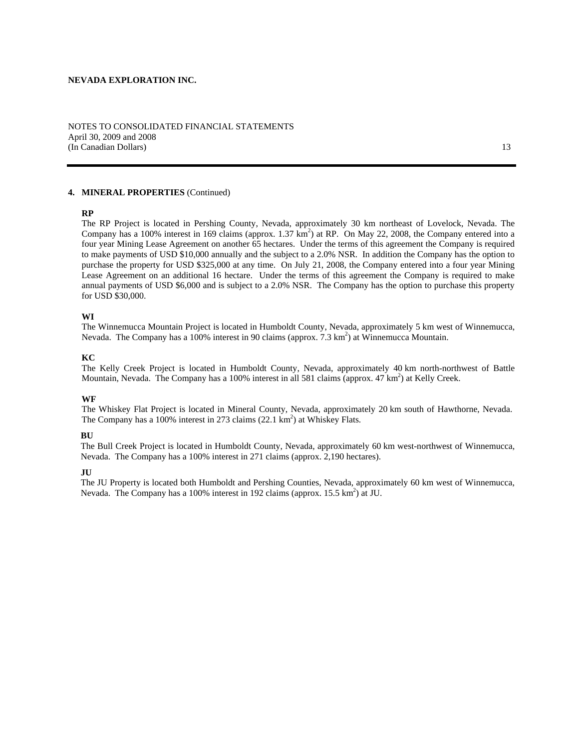**NEVADA EXPLORATION INC.**

NOTES TO CONSOLIDATED FINANCIAL STATEMENTS
April 30, 2009 and 2008
(In Canadian Dollars)

**4. MINERAL PROPERTIES** (Continued)

**RP**

The RP Project is located in Pershing County, Nevada, approximately 30 km northeast of Lovelock, Nevada. The Company has a 100% interest in 169 claims (approx. 1.37 $km^2$) at RP. On May 22, 2008, the Company entered into a four year Mining Lease Agreement on another 65 hectares. Under the terms of this agreement the Company is required to make payments of USD \$10,000 annually and the subject to a 2.0% NSR. In addition the Company has the option to purchase the property for USD \$325,000 at any time. On July 21, 2008, the Company entered into a four year Mining Lease Agreement on an additional 16 hectare. Under the terms of this agreement the Company is required to make annual payments of USD \$6,000 and is subject to a 2.0% NSR. The Company has the option to purchase this property for USD \$30,000.

**WI**

The Winnemucca Mountain Project is located in Humboldt County, Nevada, approximately 5 km west of Winnemucca, Nevada. The Company has a 100% interest in 90 claims (approx. 7.3 $km^2$) at Winnemucca Mountain.

**KC**

The Kelly Creek Project is located in Humboldt County, Nevada, approximately 40 km north-northwest of Battle Mountain, Nevada. The Company has a 100% interest in all 581 claims (approx. 47 $km^2$) at Kelly Creek.

**WF**

The Whiskey Flat Project is located in Mineral County, Nevada, approximately 20 km south of Hawthorne, Nevada. The Company has a 100% interest in 273 claims (22.1 $km^2$) at Whiskey Flats.

**BU**

The Bull Creek Project is located in Humboldt County, Nevada, approximately 60 km west-northwest of Winnemucca, Nevada. The Company has a 100% interest in 271 claims (approx. 2,190 hectares).

**JU**

The JU Property is located both Humboldt and Pershing Counties, Nevada, approximately 60 km west of Winnemucca, Nevada. The Company has a 100% interest in 192 claims (approx. 15.5 $km^2$) at JU.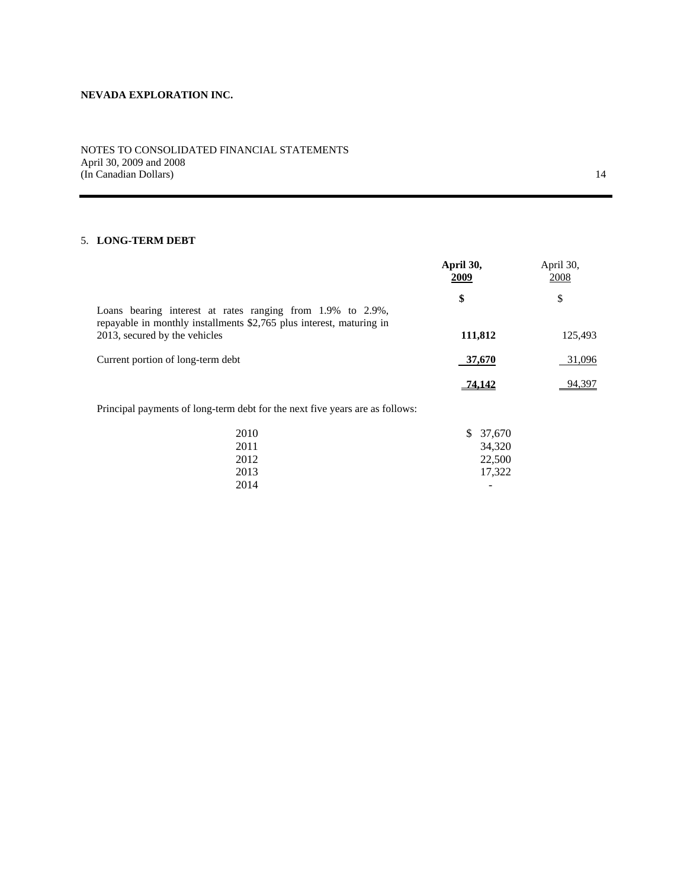**NEVADA EXPLORATION INC.**

NOTES TO CONSOLIDATED FINANCIAL STATEMENTS
April 30, 2009 and 2008
(In Canadian Dollars)

## 5. LONG-TERM DEBT

| | **April 30, 2009** | April 30, 2008 |
|---|---|---|
| | **$** | $ |
| Loans bearing interest at rates ranging from 1.9% to 2.9%, repayable in monthly installments $2,765 plus interest, maturing in 2013, secured by the vehicles | **111,812** | 125,493 |
| Current portion of long-term debt | **37,670** | 31,096 |
| | **74,142** | 94,397 |

Principal payments of long-term debt for the next five years are as follows:

| Year | Amount |
|---|---|
| 2010 | $ 37,670 |
| 2011 | 34,320 |
| 2012 | 22,500 |
| 2013 | 17,322 |
| 2014 | - |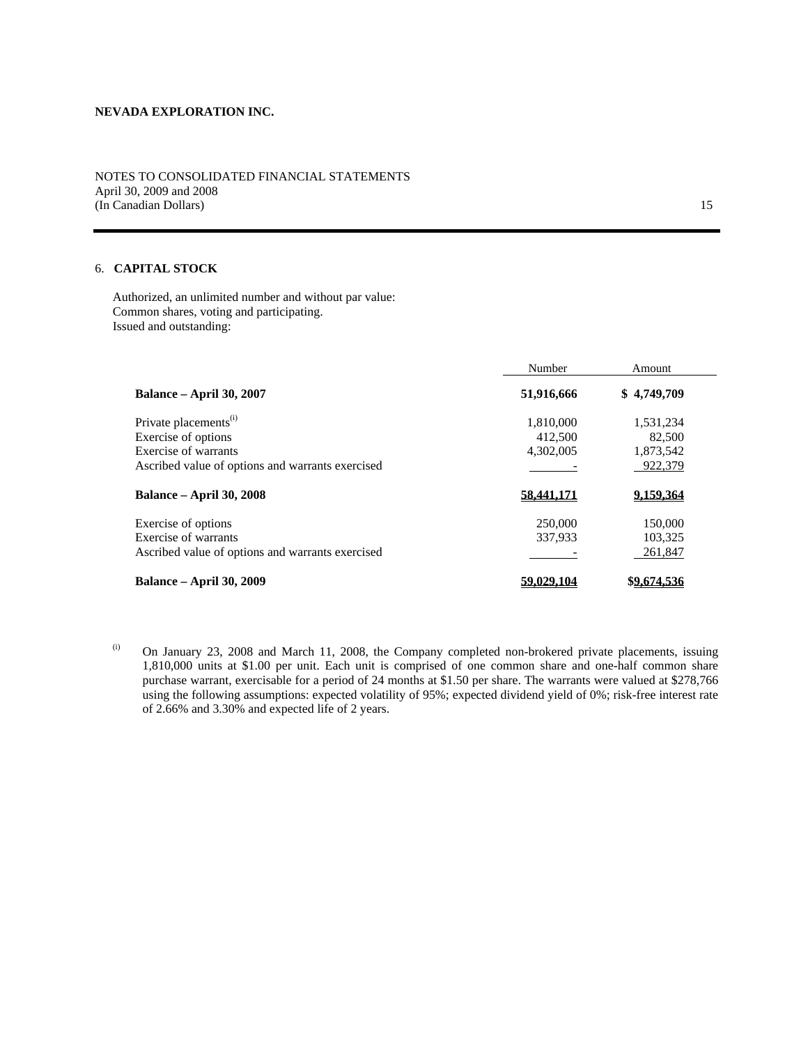**NEVADA EXPLORATION INC.**

NOTES TO CONSOLIDATED FINANCIAL STATEMENTS
April 30, 2009 and 2008
(In Canadian Dollars)

## 6. CAPITAL STOCK

Authorized, an unlimited number and without par value:
Common shares, voting and participating.
Issued and outstanding:

| | Number | Amount |
|---|---|---|
| **Balance – April 30, 2007** | **51,916,666** | **$ 4,749,709** |
| Private placements[(i)] | 1,810,000 | 1,531,234 |
| Exercise of options | 412,500 | 82,500 |
| Exercise of warrants | 4,302,005 | 1,873,542 |
| Ascribed value of options and warrants exercised | - | 922,379 |
| **Balance – April 30, 2008** | **58,441,171** | **9,159,364** |
| Exercise of options | 250,000 | 150,000 |
| Exercise of warrants | 337,933 | 103,325 |
| Ascribed value of options and warrants exercised | - | 261,847 |
| **Balance – April 30, 2009** | **59,029,104** | **$9,674,536** |

(i) On January 23, 2008 and March 11, 2008, the Company completed non-brokered private placements, issuing 1,810,000 units at $1.00 per unit. Each unit is comprised of one common share and one-half common share purchase warrant, exercisable for a period of 24 months at $1.50 per share. The warrants were valued at $278,766 using the following assumptions: expected volatility of 95%; expected dividend yield of 0%; risk-free interest rate of 2.66% and 3.30% and expected life of 2 years.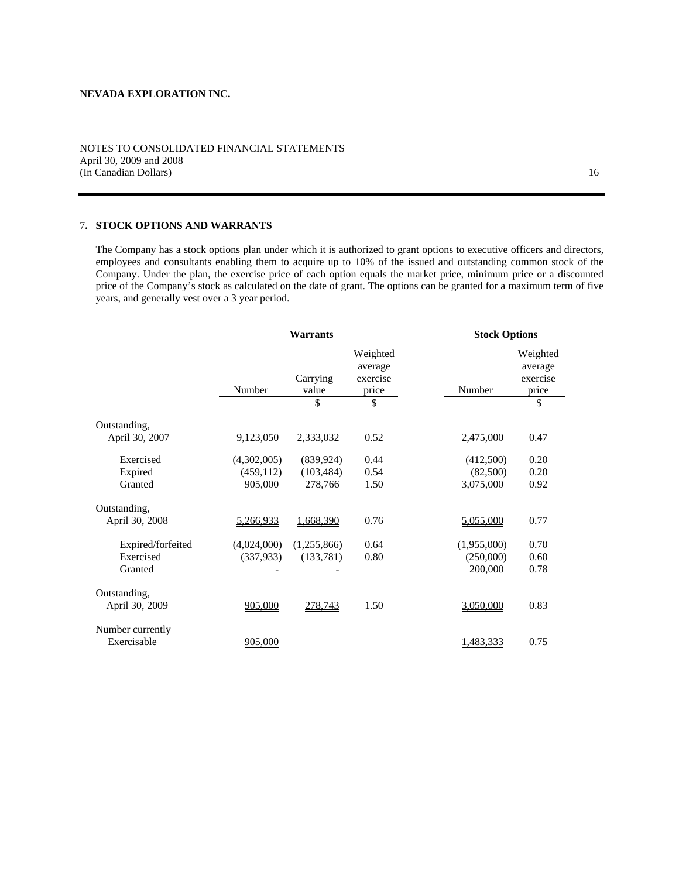**NEVADA EXPLORATION INC.**

NOTES TO CONSOLIDATED FINANCIAL STATEMENTS
April 30, 2009 and 2008
(In Canadian Dollars)

## 7. STOCK OPTIONS AND WARRANTS

The Company has a stock options plan under which it is authorized to grant options to executive officers and directors, employees and consultants enabling them to acquire up to 10% of the issued and outstanding common stock of the Company. Under the plan, the exercise price of each option equals the market price, minimum price or a discounted price of the Company's stock as calculated on the date of grant. The options can be granted for a maximum term of five years, and generally vest over a 3 year period.

| | Warrants | | | Stock Options | |
|---|---|---|---|---|---|
| | Number | Carrying value | Weighted average exercise price | Number | Weighted average exercise price |
| | | $ | $ | | $ |
| Outstanding, April 30, 2007 | 9,123,050 | 2,333,032 | 0.52 | 2,475,000 | 0.47 |
| Exercised | (4,302,005) | (839,924) | 0.44 | (412,500) | 0.20 |
| Expired | (459,112) | (103,484) | 0.54 | (82,500) | 0.20 |
| Granted | 905,000 | 278,766 | 1.50 | 3,075,000 | 0.92 |
| Outstanding, April 30, 2008 | 5,266,933 | 1,668,390 | 0.76 | 5,055,000 | 0.77 |
| Expired/forfeited | (4,024,000) | (1,255,866) | 0.64 | (1,955,000) | 0.70 |
| Exercised | (337,933) | (133,781) | 0.80 | (250,000) | 0.60 |
| Granted | - | - | | 200,000 | 0.78 |
| Outstanding, April 30, 2009 | 905,000 | 278,743 | 1.50 | 3,050,000 | 0.83 |
| Number currently Exercisable | 905,000 | | | 1,483,333 | 0.75 |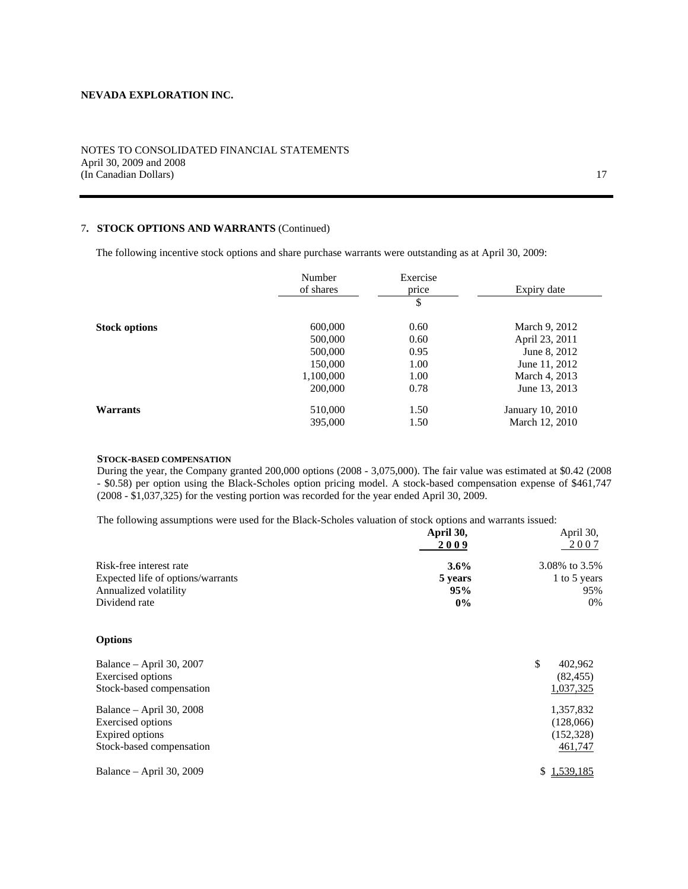NEVADA EXPLORATION INC.

NOTES TO CONSOLIDATED FINANCIAL STATEMENTS
April 30, 2009 and 2008
(In Canadian Dollars)

## 7. STOCK OPTIONS AND WARRANTS (Continued)

The following incentive stock options and share purchase warrants were outstanding as at April 30, 2009:

| | Number of shares | Exercise price | Expiry date |
|---|---|---|---|
| | | $ | |
| **Stock options** | 600,000 | 0.60 | March 9, 2012 |
| | 500,000 | 0.60 | April 23, 2011 |
| | 500,000 | 0.95 | June 8, 2012 |
| | 150,000 | 1.00 | June 11, 2012 |
| | 1,100,000 | 1.00 | March 4, 2013 |
| | 200,000 | 0.78 | June 13, 2013 |
| **Warrants** | 510,000 | 1.50 | January 10, 2010 |
| | 395,000 | 1.50 | March 12, 2010 |

### STOCK-BASED COMPENSATION

During the year, the Company granted 200,000 options (2008 - 3,075,000). The fair value was estimated at $0.42 (2008 - $0.58) per option using the Black-Scholes option pricing model. A stock-based compensation expense of $461,747 (2008 - $1,037,325) for the vesting portion was recorded for the year ended April 30, 2009.

The following assumptions were used for the Black-Scholes valuation of stock options and warrants issued:

| | **April 30, 2009** | April 30, 2007 |
|---|---|---|
| Risk-free interest rate | **3.6%** | 3.08% to 3.5% |
| Expected life of options/warrants | **5 years** | 1 to 5 years |
| Annualized volatility | **95%** | 95% |
| Dividend rate | **0%** | 0% |

### Options

| | |
|---|---|
| Balance – April 30, 2007 | $ 402,962 |
| Exercised options | (82,455) |
| Stock-based compensation | 1,037,325 |
| Balance – April 30, 2008 | 1,357,832 |
| Exercised options | (128,066) |
| Expired options | (152,328) |
| Stock-based compensation | 461,747 |
| Balance – April 30, 2009 | $ 1,539,185 |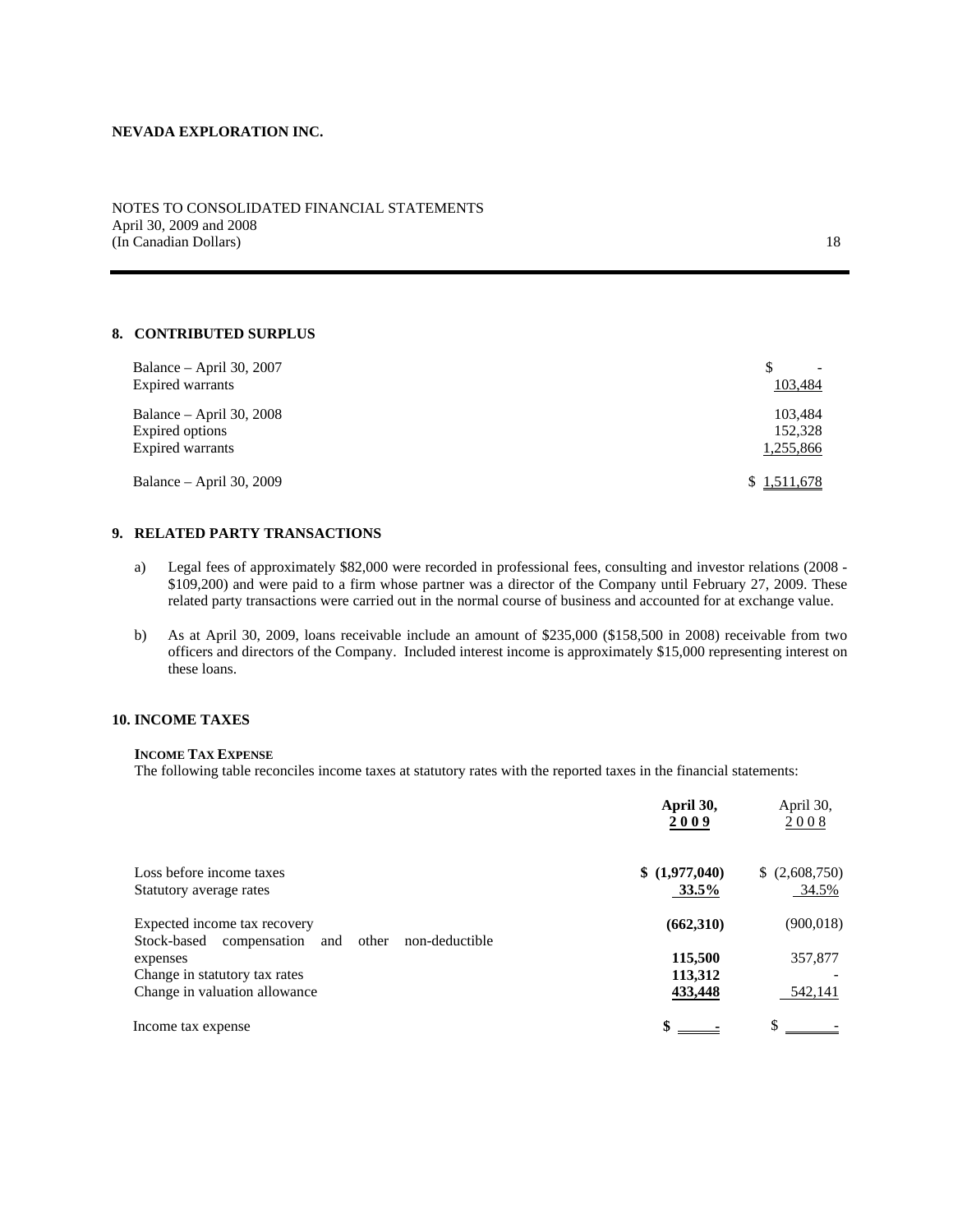**NEVADA EXPLORATION INC.**

NOTES TO CONSOLIDATED FINANCIAL STATEMENTS
April 30, 2009 and 2008
(In Canadian Dollars)

## 8. CONTRIBUTED SURPLUS

| | |
|---|---|
| Balance – April 30, 2007 | $ - |
| Expired warrants | 103,484 |
| Balance – April 30, 2008 | 103,484 |
| Expired options | 152,328 |
| Expired warrants | 1,255,866 |
| Balance – April 30, 2009 | $ 1,511,678 |

## 9. RELATED PARTY TRANSACTIONS

a) Legal fees of approximately $82,000 were recorded in professional fees, consulting and investor relations (2008 - $109,200) and were paid to a firm whose partner was a director of the Company until February 27, 2009. These related party transactions were carried out in the normal course of business and accounted for at exchange value.

b) As at April 30, 2009, loans receivable include an amount of $235,000 ($158,500 in 2008) receivable from two officers and directors of the Company. Included interest income is approximately $15,000 representing interest on these loans.

## 10. INCOME TAXES

**INCOME TAX EXPENSE**

The following table reconciles income taxes at statutory rates with the reported taxes in the financial statements:

| | **April 30, 2009** | April 30, 2008 |
|---|---|---|
| Loss before income taxes | **$ (1,977,040)** | $ (2,608,750) |
| Statutory average rates | **33.5%** | 34.5% |
| Expected income tax recovery | **(662,310)** | (900,018) |
| Stock-based compensation and other non-deductible expenses | **115,500** | 357,877 |
| Change in statutory tax rates | **113,312** | - |
| Change in valuation allowance | **433,448** | 542,141 |
| Income tax expense | **$ -** | $ - |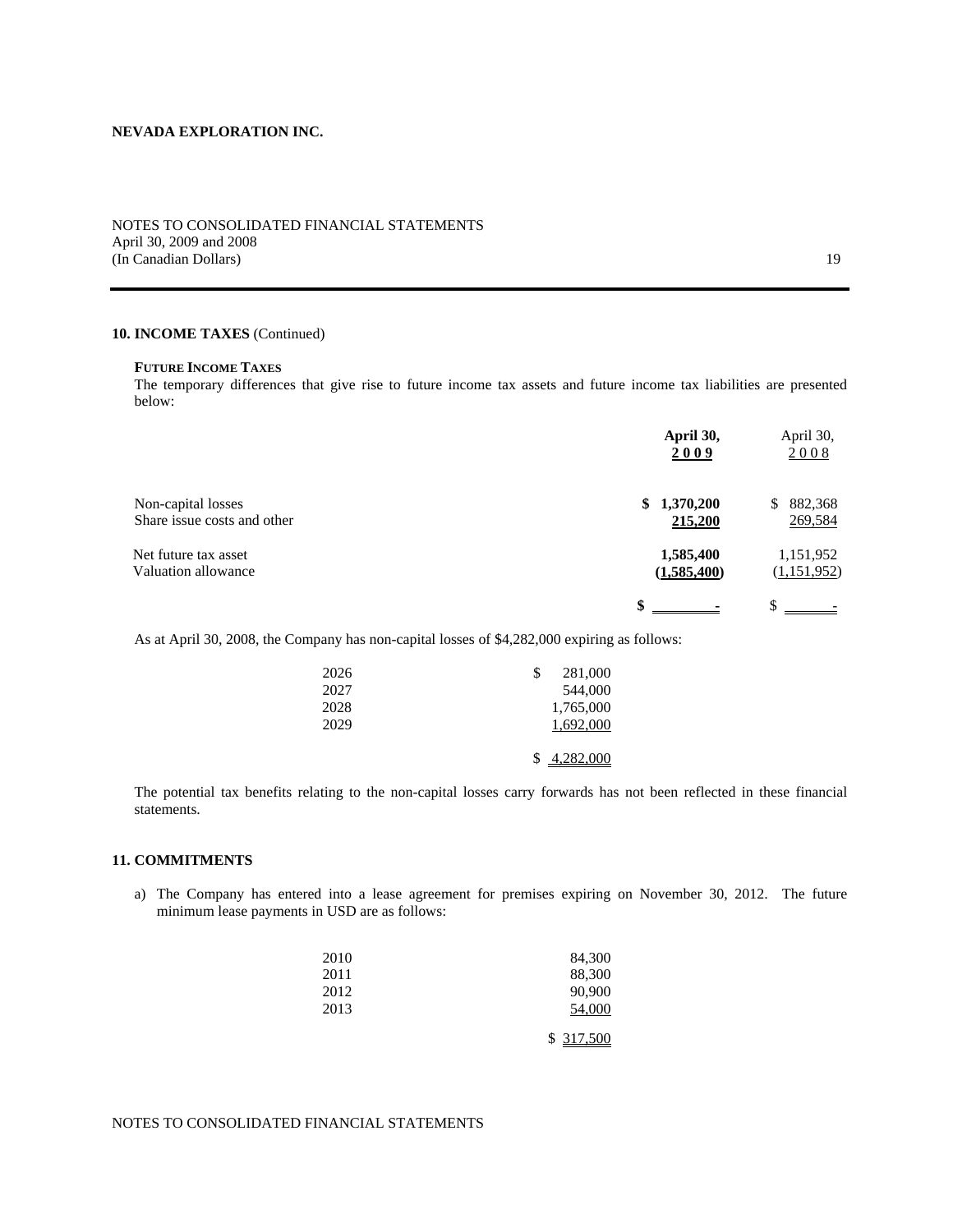**NEVADA EXPLORATION INC.**

NOTES TO CONSOLIDATED FINANCIAL STATEMENTS
April 30, 2009 and 2008
(In Canadian Dollars)

## 10. INCOME TAXES (Continued)

**FUTURE INCOME TAXES**

The temporary differences that give rise to future income tax assets and future income tax liabilities are presented below:

| | **April 30, 2009** | April 30, 2008 |
|---|---|---|
| Non-capital losses | **$ 1,370,200** | $ 882,368 |
| Share issue costs and other | **215,200** | 269,584 |
| Net future tax asset | **1,585,400** | 1,151,952 |
| Valuation allowance | **(1,585,400)** | (1,151,952) |
| | **$ -** | $ - |

As at April 30, 2008, the Company has non-capital losses of $4,282,000 expiring as follows:

| | |
|---|---|
| 2026 | $ 281,000 |
| 2027 | 544,000 |
| 2028 | 1,765,000 |
| 2029 | 1,692,000 |
| | $ 4,282,000 |

The potential tax benefits relating to the non-capital losses carry forwards has not been reflected in these financial statements.

## 11. COMMITMENTS

a) The Company has entered into a lease agreement for premises expiring on November 30, 2012. The future minimum lease payments in USD are as follows:

| | |
|---|---|
| 2010 | 84,300 |
| 2011 | 88,300 |
| 2012 | 90,900 |
| 2013 | 54,000 |
| | $ 317,500 |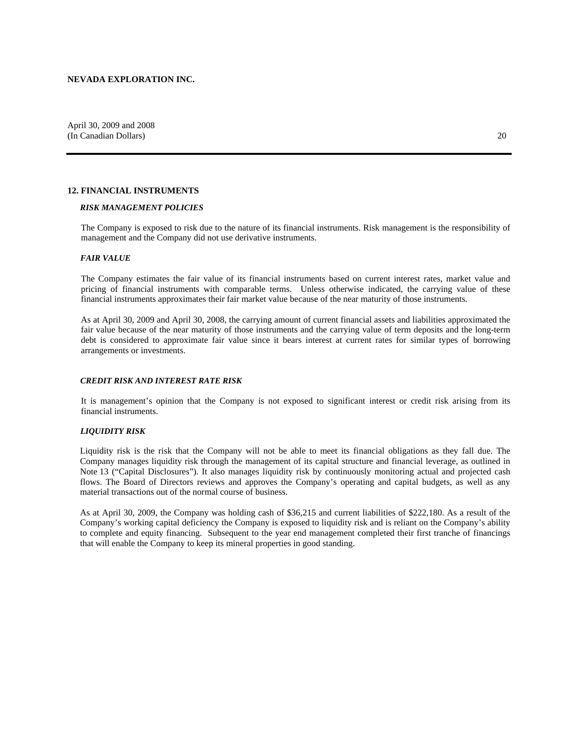## 12. FINANCIAL INSTRUMENTS

### *RISK MANAGEMENT POLICIES*

The Company is exposed to risk due to the nature of its financial instruments. Risk management is the responsibility of management and the Company did not use derivative instruments.

### *FAIR VALUE*

The Company estimates the fair value of its financial instruments based on current interest rates, market value and pricing of financial instruments with comparable terms. Unless otherwise indicated, the carrying value of these financial instruments approximates their fair market value because of the near maturity of those instruments.

As at April 30, 2009 and April 30, 2008, the carrying amount of current financial assets and liabilities approximated the fair value because of the near maturity of those instruments and the carrying value of term deposits and the long-term debt is considered to approximate fair value since it bears interest at current rates for similar types of borrowing arrangements or investments.

### *CREDIT RISK AND INTEREST RATE RISK*

It is management's opinion that the Company is not exposed to significant interest or credit risk arising from its financial instruments.

### *LIQUIDITY RISK*

Liquidity risk is the risk that the Company will not be able to meet its financial obligations as they fall due. The Company manages liquidity risk through the management of its capital structure and financial leverage, as outlined in Note 13 ("Capital Disclosures"). It also manages liquidity risk by continuously monitoring actual and projected cash flows. The Board of Directors reviews and approves the Company's operating and capital budgets, as well as any material transactions out of the normal course of business.

As at April 30, 2009, the Company was holding cash of $36,215 and current liabilities of $222,180. As a result of the Company's working capital deficiency the Company is exposed to liquidity risk and is reliant on the Company's ability to complete and equity financing. Subsequent to the year end management completed their first tranche of financings that will enable the Company to keep its mineral properties in good standing.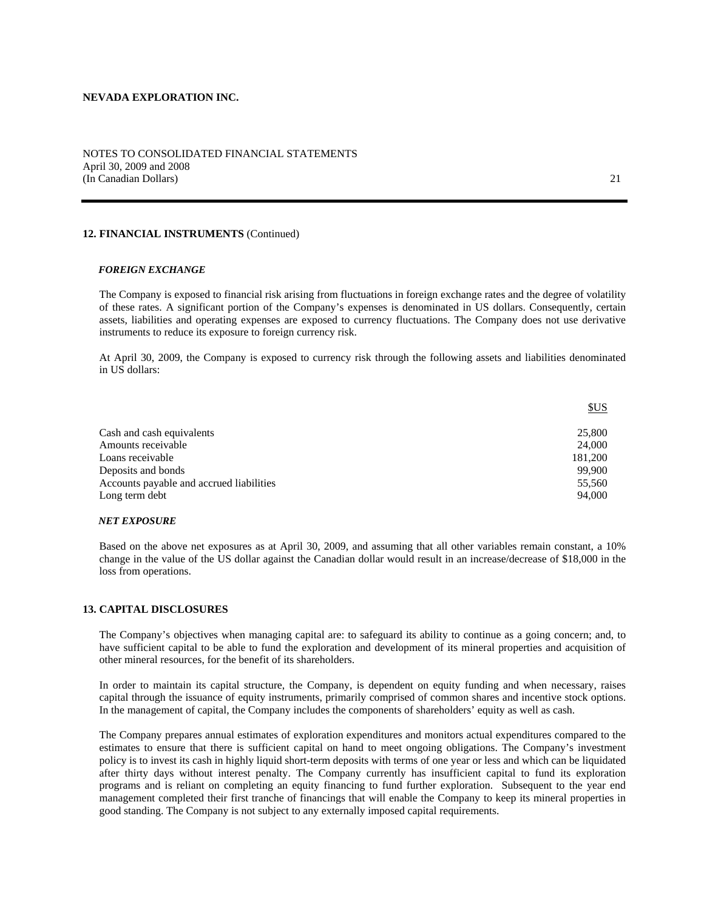**NEVADA EXPLORATION INC.**

NOTES TO CONSOLIDATED FINANCIAL STATEMENTS
April 30, 2009 and 2008
(In Canadian Dollars)

## 12. FINANCIAL INSTRUMENTS (Continued)

### *FOREIGN EXCHANGE*

The Company is exposed to financial risk arising from fluctuations in foreign exchange rates and the degree of volatility of these rates. A significant portion of the Company's expenses is denominated in US dollars. Consequently, certain assets, liabilities and operating expenses are exposed to currency fluctuations. The Company does not use derivative instruments to reduce its exposure to foreign currency risk.

At April 30, 2009, the Company is exposed to currency risk through the following assets and liabilities denominated in US dollars:

| | $US |
|---|---|
| Cash and cash equivalents | 25,800 |
| Amounts receivable | 24,000 |
| Loans receivable | 181,200 |
| Deposits and bonds | 99,900 |
| Accounts payable and accrued liabilities | 55,560 |
| Long term debt | 94,000 |

### *NET EXPOSURE*

Based on the above net exposures as at April 30, 2009, and assuming that all other variables remain constant, a 10% change in the value of the US dollar against the Canadian dollar would result in an increase/decrease of $18,000 in the loss from operations.

## 13. CAPITAL DISCLOSURES

The Company's objectives when managing capital are: to safeguard its ability to continue as a going concern; and, to have sufficient capital to be able to fund the exploration and development of its mineral properties and acquisition of other mineral resources, for the benefit of its shareholders.

In order to maintain its capital structure, the Company, is dependent on equity funding and when necessary, raises capital through the issuance of equity instruments, primarily comprised of common shares and incentive stock options. In the management of capital, the Company includes the components of shareholders' equity as well as cash.

The Company prepares annual estimates of exploration expenditures and monitors actual expenditures compared to the estimates to ensure that there is sufficient capital on hand to meet ongoing obligations. The Company's investment policy is to invest its cash in highly liquid short-term deposits with terms of one year or less and which can be liquidated after thirty days without interest penalty. The Company currently has insufficient capital to fund its exploration programs and is reliant on completing an equity financing to fund further exploration. Subsequent to the year end management completed their first tranche of financings that will enable the Company to keep its mineral properties in good standing. The Company is not subject to any externally imposed capital requirements.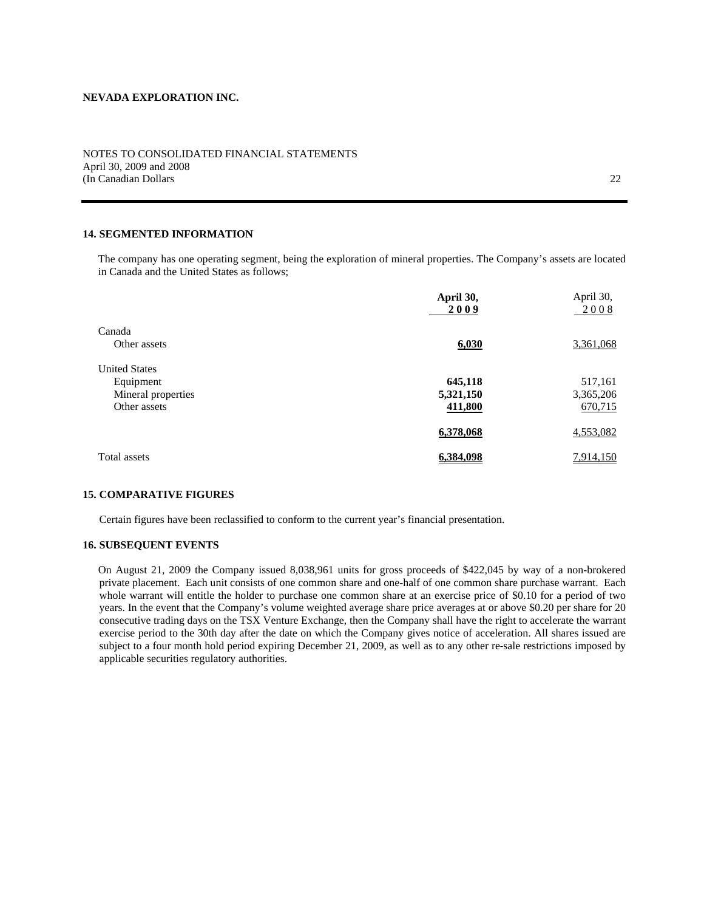NEVADA EXPLORATION INC.

NOTES TO CONSOLIDATED FINANCIAL STATEMENTS
April 30, 2009 and 2008
(In Canadian Dollars

## 14. SEGMENTED INFORMATION

The company has one operating segment, being the exploration of mineral properties. The Company's assets are located in Canada and the United States as follows;

| | April 30, 2009 | April 30, 2008 |
|---|---|---|
| Canada | | |
| Other assets | **6,030** | 3,361,068 |
| United States | | |
| Equipment | **645,118** | 517,161 |
| Mineral properties | **5,321,150** | 3,365,206 |
| Other assets | **411,800** | 670,715 |
| | **6,378,068** | 4,553,082 |
| Total assets | **6,384,098** | 7,914,150 |

## 15. COMPARATIVE FIGURES

Certain figures have been reclassified to conform to the current year's financial presentation.

## 16. SUBSEQUENT EVENTS

On August 21, 2009 the Company issued 8,038,961 units for gross proceeds of $422,045 by way of a non-brokered private placement. Each unit consists of one common share and one-half of one common share purchase warrant. Each whole warrant will entitle the holder to purchase one common share at an exercise price of $0.10 for a period of two years. In the event that the Company's volume weighted average share price averages at or above $0.20 per share for 20 consecutive trading days on the TSX Venture Exchange, then the Company shall have the right to accelerate the warrant exercise period to the 30th day after the date on which the Company gives notice of acceleration. All shares issued are subject to a four month hold period expiring December 21, 2009, as well as to any other re-sale restrictions imposed by applicable securities regulatory authorities.